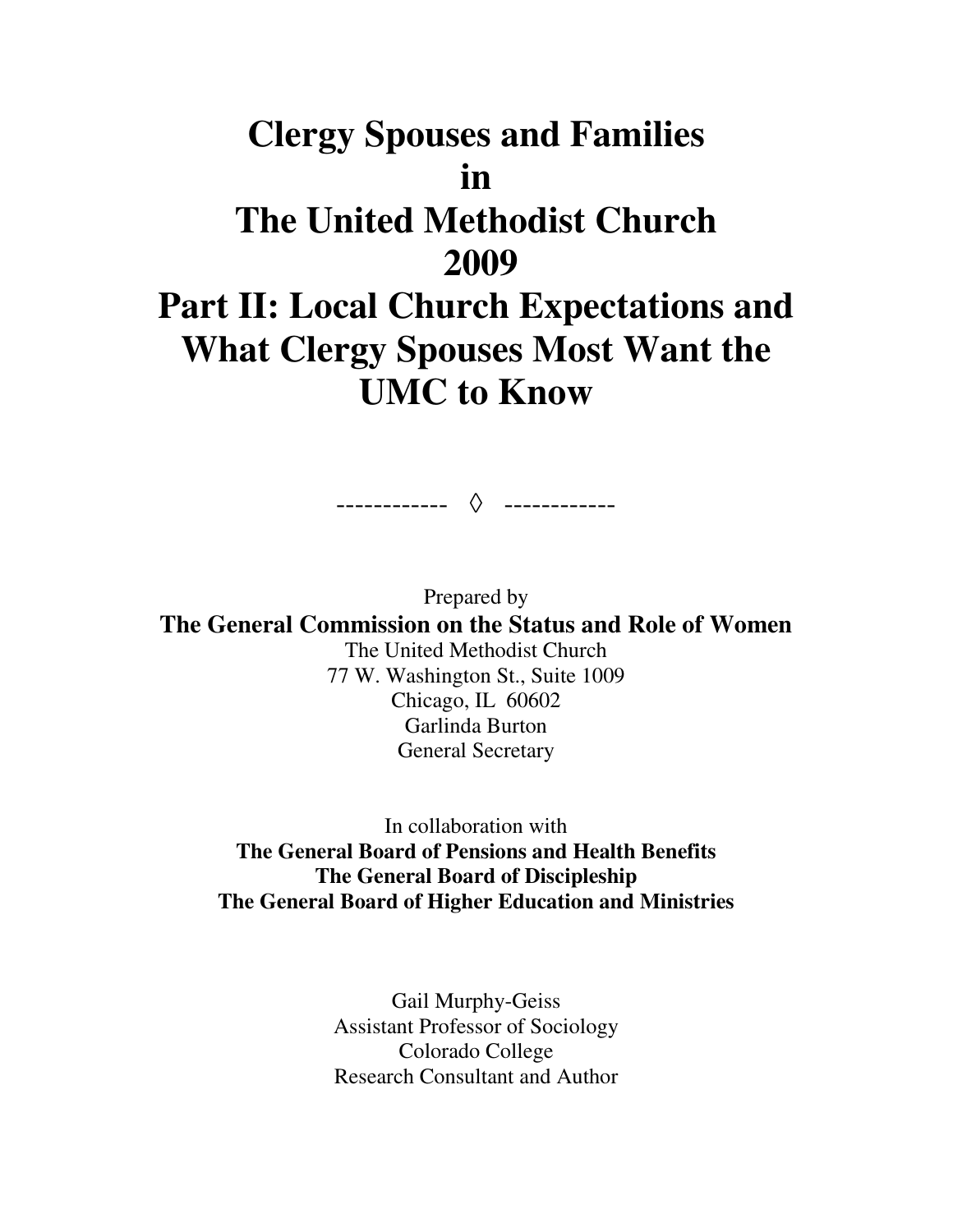# Clergy Spouses and Families in The United Methodist Church 2009

# Part II: Local Church Expectations and What Clergy Spouses Most Want the UMC to Know

------------ ◊ ------------

Prepared by

**The General Commission on the Status and Role of Women**

The United Methodist Church
77 W. Washington St., Suite 1009
Chicago, IL 60602
Garlinda Burton
General Secretary

In collaboration with

**The General Board of Pensions and Health Benefits**
**The General Board of Discipleship**
**The General Board of Higher Education and Ministries**

Gail Murphy-Geiss
Assistant Professor of Sociology
Colorado College
Research Consultant and Author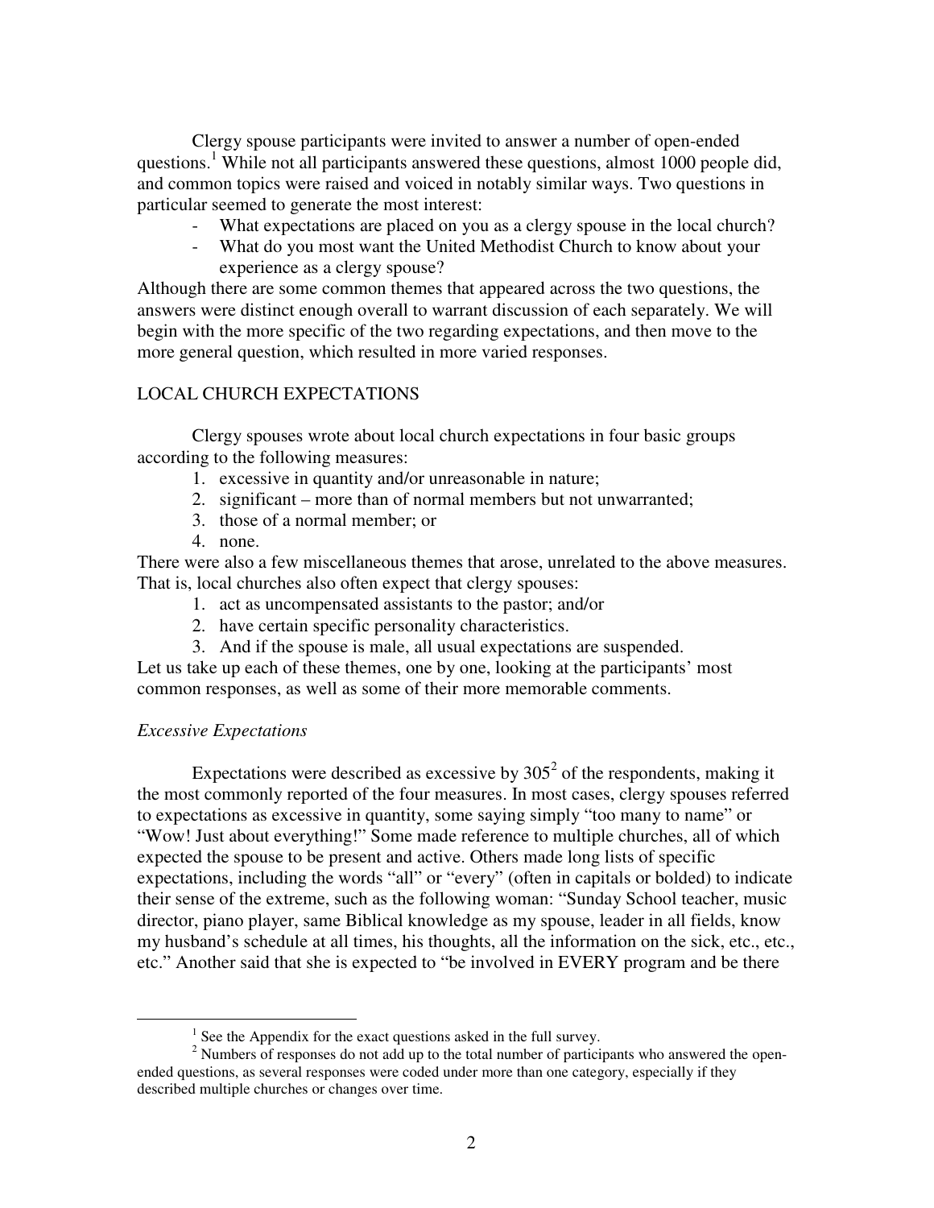Clergy spouse participants were invited to answer a number of open-ended questions.[1] While not all participants answered these questions, almost 1000 people did, and common topics were raised and voiced in notably similar ways. Two questions in particular seemed to generate the most interest:

- What expectations are placed on you as a clergy spouse in the local church?
- What do you most want the United Methodist Church to know about your experience as a clergy spouse?

Although there are some common themes that appeared across the two questions, the answers were distinct enough overall to warrant discussion of each separately. We will begin with the more specific of the two regarding expectations, and then move to the more general question, which resulted in more varied responses.

## LOCAL CHURCH EXPECTATIONS

Clergy spouses wrote about local church expectations in four basic groups according to the following measures:

1. excessive in quantity and/or unreasonable in nature;
2. significant – more than of normal members but not unwarranted;
3. those of a normal member; or
4. none.

There were also a few miscellaneous themes that arose, unrelated to the above measures. That is, local churches also often expect that clergy spouses:

1. act as uncompensated assistants to the pastor; and/or
2. have certain specific personality characteristics.
3. And if the spouse is male, all usual expectations are suspended.

Let us take up each of these themes, one by one, looking at the participants' most common responses, as well as some of their more memorable comments.

### *Excessive Expectations*

Expectations were described as excessive by 305[2] of the respondents, making it the most commonly reported of the four measures. In most cases, clergy spouses referred to expectations as excessive in quantity, some saying simply "too many to name" or "Wow! Just about everything!" Some made reference to multiple churches, all of which expected the spouse to be present and active. Others made long lists of specific expectations, including the words "all" or "every" (often in capitals or bolded) to indicate their sense of the extreme, such as the following woman: "Sunday School teacher, music director, piano player, same Biblical knowledge as my spouse, leader in all fields, know my husband's schedule at all times, his thoughts, all the information on the sick, etc., etc., etc." Another said that she is expected to "be involved in EVERY program and be there

---

[1] See the Appendix for the exact questions asked in the full survey.

[2] Numbers of responses do not add up to the total number of participants who answered the open-ended questions, as several responses were coded under more than one category, especially if they described multiple churches or changes over time.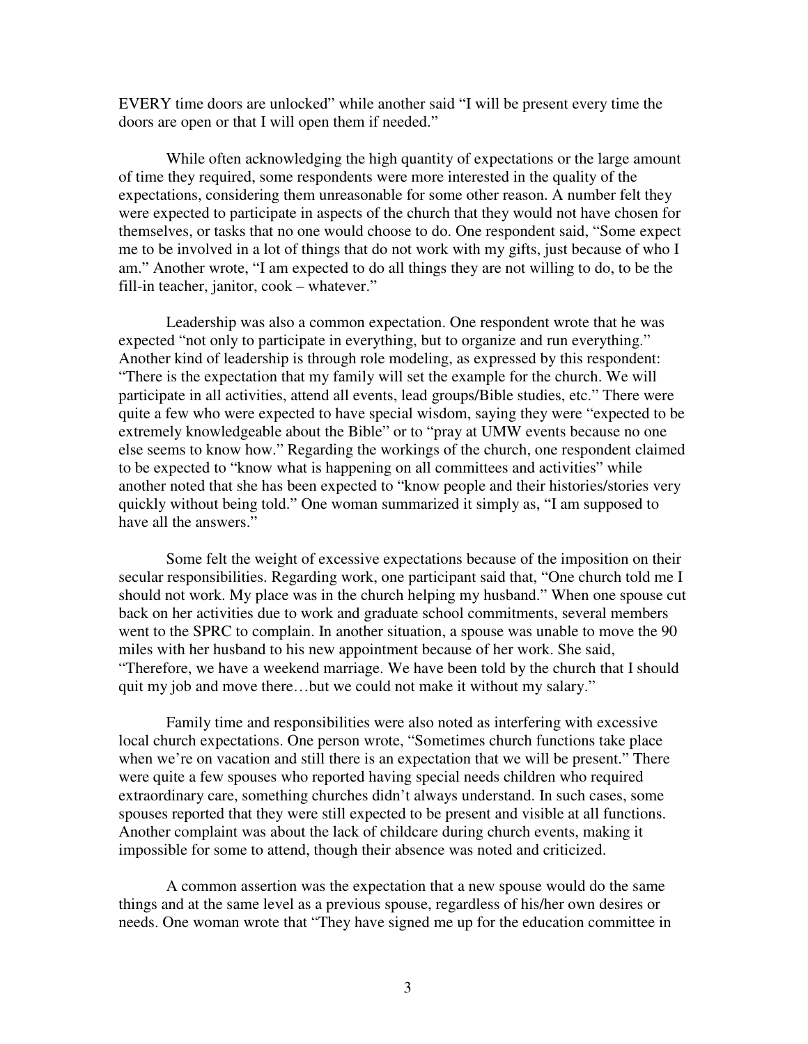EVERY time doors are unlocked" while another said "I will be present every time the doors are open or that I will open them if needed."

While often acknowledging the high quantity of expectations or the large amount of time they required, some respondents were more interested in the quality of the expectations, considering them unreasonable for some other reason. A number felt they were expected to participate in aspects of the church that they would not have chosen for themselves, or tasks that no one would choose to do. One respondent said, "Some expect me to be involved in a lot of things that do not work with my gifts, just because of who I am." Another wrote, "I am expected to do all things they are not willing to do, to be the fill-in teacher, janitor, cook – whatever."

Leadership was also a common expectation. One respondent wrote that he was expected "not only to participate in everything, but to organize and run everything." Another kind of leadership is through role modeling, as expressed by this respondent: "There is the expectation that my family will set the example for the church. We will participate in all activities, attend all events, lead groups/Bible studies, etc." There were quite a few who were expected to have special wisdom, saying they were "expected to be extremely knowledgeable about the Bible" or to "pray at UMW events because no one else seems to know how." Regarding the workings of the church, one respondent claimed to be expected to "know what is happening on all committees and activities" while another noted that she has been expected to "know people and their histories/stories very quickly without being told." One woman summarized it simply as, "I am supposed to have all the answers."

Some felt the weight of excessive expectations because of the imposition on their secular responsibilities. Regarding work, one participant said that, "One church told me I should not work. My place was in the church helping my husband." When one spouse cut back on her activities due to work and graduate school commitments, several members went to the SPRC to complain. In another situation, a spouse was unable to move the 90 miles with her husband to his new appointment because of her work. She said, "Therefore, we have a weekend marriage. We have been told by the church that I should quit my job and move there…but we could not make it without my salary."

Family time and responsibilities were also noted as interfering with excessive local church expectations. One person wrote, "Sometimes church functions take place when we're on vacation and still there is an expectation that we will be present." There were quite a few spouses who reported having special needs children who required extraordinary care, something churches didn't always understand. In such cases, some spouses reported that they were still expected to be present and visible at all functions. Another complaint was about the lack of childcare during church events, making it impossible for some to attend, though their absence was noted and criticized.

A common assertion was the expectation that a new spouse would do the same things and at the same level as a previous spouse, regardless of his/her own desires or needs. One woman wrote that "They have signed me up for the education committee in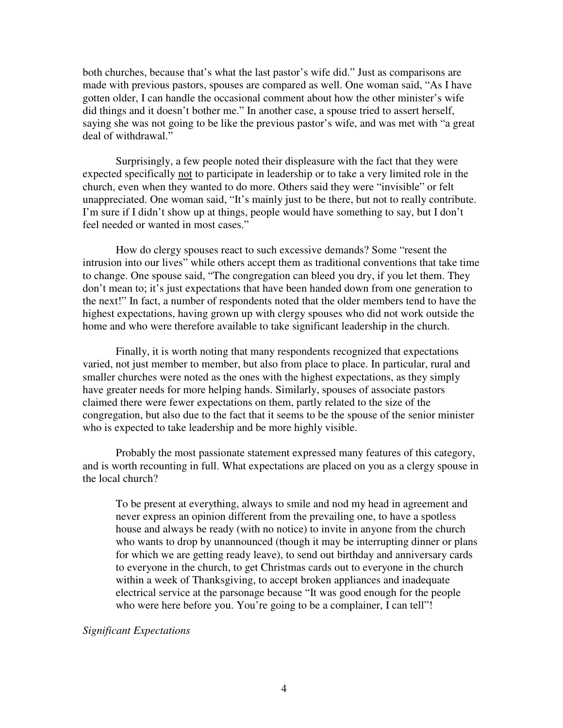both churches, because that's what the last pastor's wife did." Just as comparisons are made with previous pastors, spouses are compared as well. One woman said, "As I have gotten older, I can handle the occasional comment about how the other minister's wife did things and it doesn't bother me." In another case, a spouse tried to assert herself, saying she was not going to be like the previous pastor's wife, and was met with "a great deal of withdrawal."

Surprisingly, a few people noted their displeasure with the fact that they were expected specifically <u>not</u> to participate in leadership or to take a very limited role in the church, even when they wanted to do more. Others said they were "invisible" or felt unappreciated. One woman said, "It's mainly just to be there, but not to really contribute. I'm sure if I didn't show up at things, people would have something to say, but I don't feel needed or wanted in most cases."

How do clergy spouses react to such excessive demands? Some "resent the intrusion into our lives" while others accept them as traditional conventions that take time to change. One spouse said, "The congregation can bleed you dry, if you let them. They don't mean to; it's just expectations that have been handed down from one generation to the next!" In fact, a number of respondents noted that the older members tend to have the highest expectations, having grown up with clergy spouses who did not work outside the home and who were therefore available to take significant leadership in the church.

Finally, it is worth noting that many respondents recognized that expectations varied, not just member to member, but also from place to place. In particular, rural and smaller churches were noted as the ones with the highest expectations, as they simply have greater needs for more helping hands. Similarly, spouses of associate pastors claimed there were fewer expectations on them, partly related to the size of the congregation, but also due to the fact that it seems to be the spouse of the senior minister who is expected to take leadership and be more highly visible.

Probably the most passionate statement expressed many features of this category, and is worth recounting in full. What expectations are placed on you as a clergy spouse in the local church?

> To be present at everything, always to smile and nod my head in agreement and never express an opinion different from the prevailing one, to have a spotless house and always be ready (with no notice) to invite in anyone from the church who wants to drop by unannounced (though it may be interrupting dinner or plans for which we are getting ready leave), to send out birthday and anniversary cards to everyone in the church, to get Christmas cards out to everyone in the church within a week of Thanksgiving, to accept broken appliances and inadequate electrical service at the parsonage because "It was good enough for the people who were here before you. You're going to be a complainer, I can tell"!

*Significant Expectations*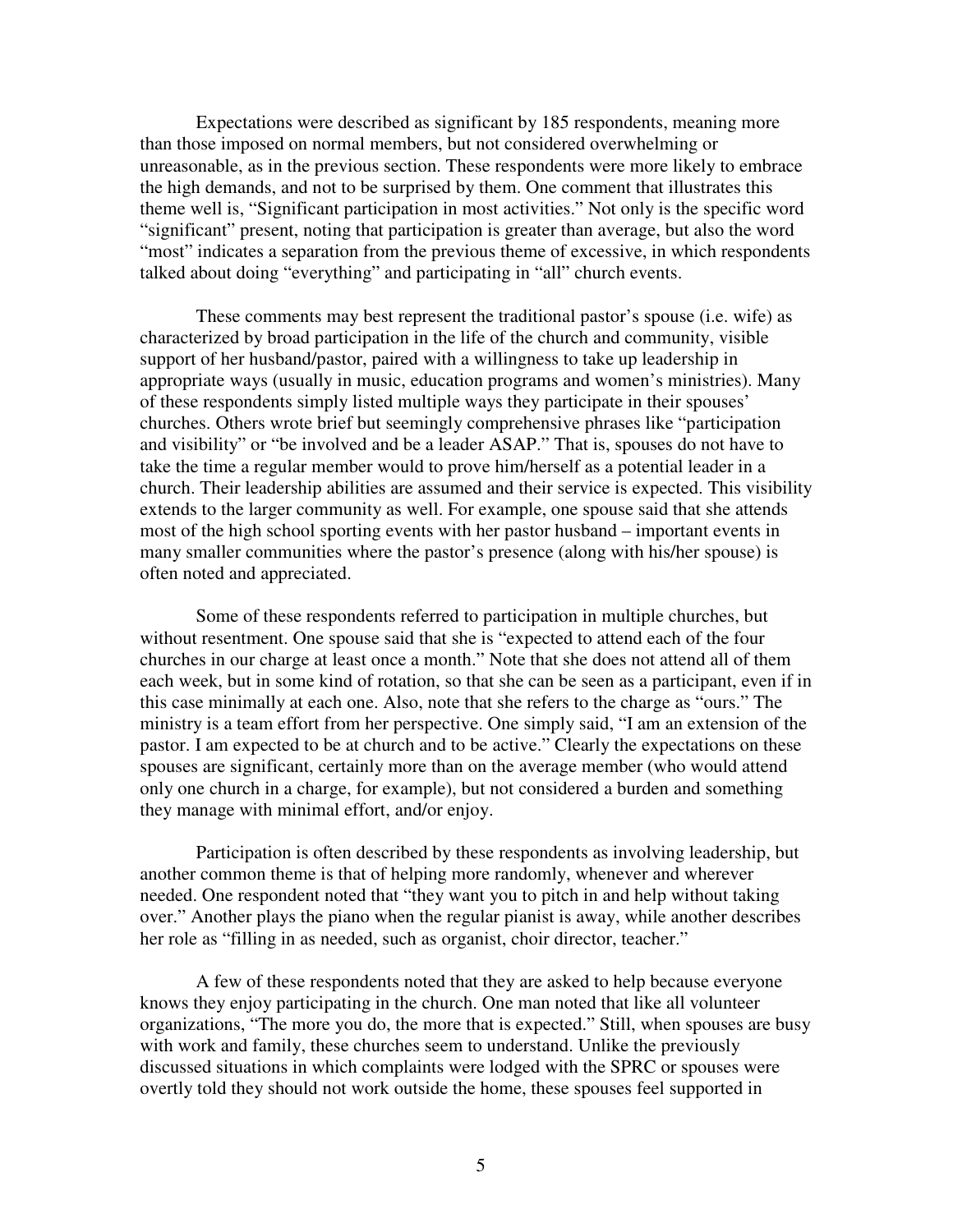Expectations were described as significant by 185 respondents, meaning more than those imposed on normal members, but not considered overwhelming or unreasonable, as in the previous section. These respondents were more likely to embrace the high demands, and not to be surprised by them. One comment that illustrates this theme well is, "Significant participation in most activities." Not only is the specific word "significant" present, noting that participation is greater than average, but also the word "most" indicates a separation from the previous theme of excessive, in which respondents talked about doing "everything" and participating in "all" church events.

These comments may best represent the traditional pastor's spouse (i.e. wife) as characterized by broad participation in the life of the church and community, visible support of her husband/pastor, paired with a willingness to take up leadership in appropriate ways (usually in music, education programs and women's ministries). Many of these respondents simply listed multiple ways they participate in their spouses' churches. Others wrote brief but seemingly comprehensive phrases like "participation and visibility" or "be involved and be a leader ASAP." That is, spouses do not have to take the time a regular member would to prove him/herself as a potential leader in a church. Their leadership abilities are assumed and their service is expected. This visibility extends to the larger community as well. For example, one spouse said that she attends most of the high school sporting events with her pastor husband – important events in many smaller communities where the pastor's presence (along with his/her spouse) is often noted and appreciated.

Some of these respondents referred to participation in multiple churches, but without resentment. One spouse said that she is "expected to attend each of the four churches in our charge at least once a month." Note that she does not attend all of them each week, but in some kind of rotation, so that she can be seen as a participant, even if in this case minimally at each one. Also, note that she refers to the charge as "ours." The ministry is a team effort from her perspective. One simply said, "I am an extension of the pastor. I am expected to be at church and to be active." Clearly the expectations on these spouses are significant, certainly more than on the average member (who would attend only one church in a charge, for example), but not considered a burden and something they manage with minimal effort, and/or enjoy.

Participation is often described by these respondents as involving leadership, but another common theme is that of helping more randomly, whenever and wherever needed. One respondent noted that "they want you to pitch in and help without taking over." Another plays the piano when the regular pianist is away, while another describes her role as "filling in as needed, such as organist, choir director, teacher."

A few of these respondents noted that they are asked to help because everyone knows they enjoy participating in the church. One man noted that like all volunteer organizations, "The more you do, the more that is expected." Still, when spouses are busy with work and family, these churches seem to understand. Unlike the previously discussed situations in which complaints were lodged with the SPRC or spouses were overtly told they should not work outside the home, these spouses feel supported in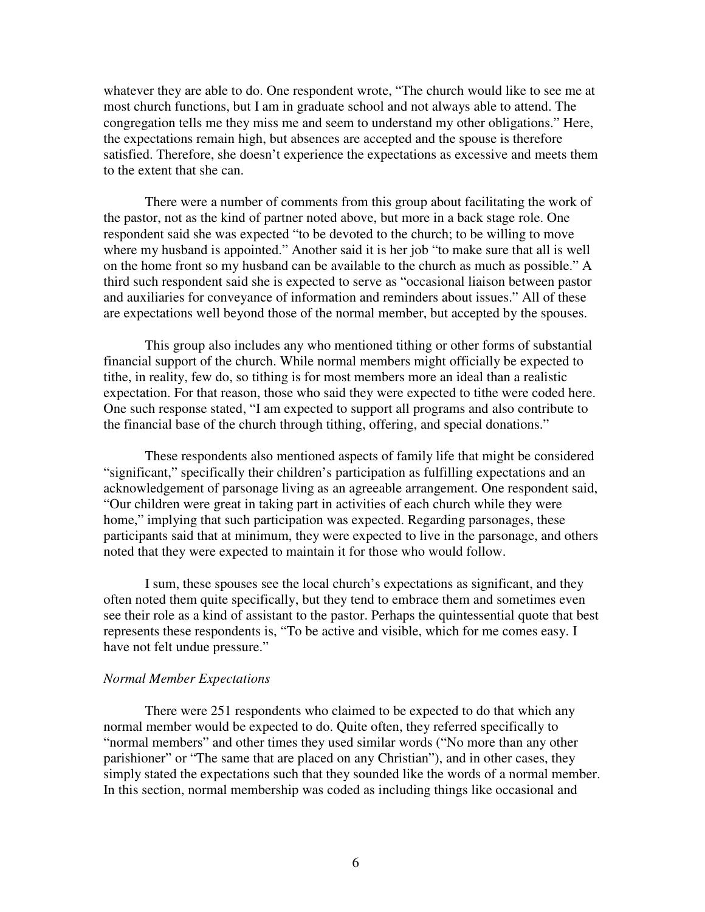whatever they are able to do. One respondent wrote, "The church would like to see me at most church functions, but I am in graduate school and not always able to attend. The congregation tells me they miss me and seem to understand my other obligations." Here, the expectations remain high, but absences are accepted and the spouse is therefore satisfied. Therefore, she doesn't experience the expectations as excessive and meets them to the extent that she can.

There were a number of comments from this group about facilitating the work of the pastor, not as the kind of partner noted above, but more in a back stage role. One respondent said she was expected "to be devoted to the church; to be willing to move where my husband is appointed." Another said it is her job "to make sure that all is well on the home front so my husband can be available to the church as much as possible." A third such respondent said she is expected to serve as "occasional liaison between pastor and auxiliaries for conveyance of information and reminders about issues." All of these are expectations well beyond those of the normal member, but accepted by the spouses.

This group also includes any who mentioned tithing or other forms of substantial financial support of the church. While normal members might officially be expected to tithe, in reality, few do, so tithing is for most members more an ideal than a realistic expectation. For that reason, those who said they were expected to tithe were coded here. One such response stated, "I am expected to support all programs and also contribute to the financial base of the church through tithing, offering, and special donations."

These respondents also mentioned aspects of family life that might be considered "significant," specifically their children's participation as fulfilling expectations and an acknowledgement of parsonage living as an agreeable arrangement. One respondent said, "Our children were great in taking part in activities of each church while they were home," implying that such participation was expected. Regarding parsonages, these participants said that at minimum, they were expected to live in the parsonage, and others noted that they were expected to maintain it for those who would follow.

I sum, these spouses see the local church's expectations as significant, and they often noted them quite specifically, but they tend to embrace them and sometimes even see their role as a kind of assistant to the pastor. Perhaps the quintessential quote that best represents these respondents is, "To be active and visible, which for me comes easy. I have not felt undue pressure."

*Normal Member Expectations*

There were 251 respondents who claimed to be expected to do that which any normal member would be expected to do. Quite often, they referred specifically to "normal members" and other times they used similar words ("No more than any other parishioner" or "The same that are placed on any Christian"), and in other cases, they simply stated the expectations such that they sounded like the words of a normal member. In this section, normal membership was coded as including things like occasional and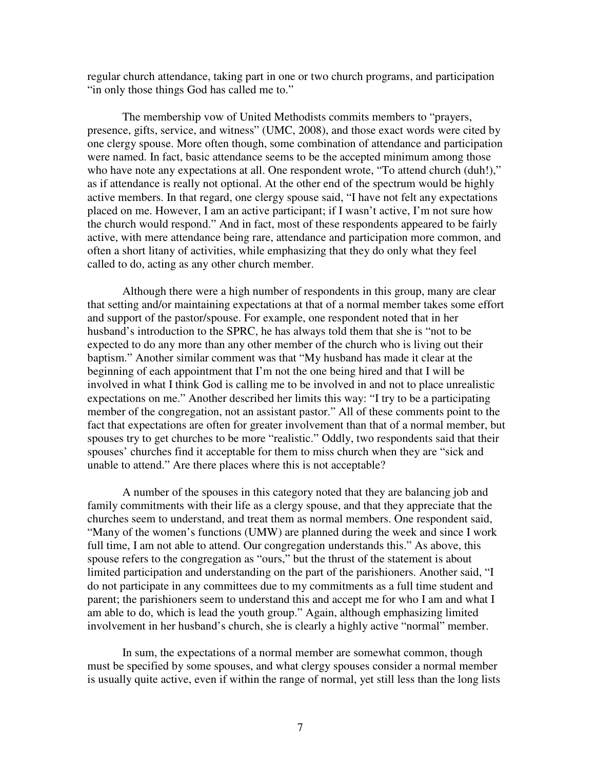regular church attendance, taking part in one or two church programs, and participation "in only those things God has called me to."

The membership vow of United Methodists commits members to "prayers, presence, gifts, service, and witness" (UMC, 2008), and those exact words were cited by one clergy spouse. More often though, some combination of attendance and participation were named. In fact, basic attendance seems to be the accepted minimum among those who have note any expectations at all. One respondent wrote, "To attend church (duh!)," as if attendance is really not optional. At the other end of the spectrum would be highly active members. In that regard, one clergy spouse said, "I have not felt any expectations placed on me. However, I am an active participant; if I wasn't active, I'm not sure how the church would respond." And in fact, most of these respondents appeared to be fairly active, with mere attendance being rare, attendance and participation more common, and often a short litany of activities, while emphasizing that they do only what they feel called to do, acting as any other church member.

Although there were a high number of respondents in this group, many are clear that setting and/or maintaining expectations at that of a normal member takes some effort and support of the pastor/spouse. For example, one respondent noted that in her husband's introduction to the SPRC, he has always told them that she is "not to be expected to do any more than any other member of the church who is living out their baptism." Another similar comment was that "My husband has made it clear at the beginning of each appointment that I'm not the one being hired and that I will be involved in what I think God is calling me to be involved in and not to place unrealistic expectations on me." Another described her limits this way: "I try to be a participating member of the congregation, not an assistant pastor." All of these comments point to the fact that expectations are often for greater involvement than that of a normal member, but spouses try to get churches to be more "realistic." Oddly, two respondents said that their spouses' churches find it acceptable for them to miss church when they are "sick and unable to attend." Are there places where this is not acceptable?

A number of the spouses in this category noted that they are balancing job and family commitments with their life as a clergy spouse, and that they appreciate that the churches seem to understand, and treat them as normal members. One respondent said, "Many of the women's functions (UMW) are planned during the week and since I work full time, I am not able to attend. Our congregation understands this." As above, this spouse refers to the congregation as "ours," but the thrust of the statement is about limited participation and understanding on the part of the parishioners. Another said, "I do not participate in any committees due to my commitments as a full time student and parent; the parishioners seem to understand this and accept me for who I am and what I am able to do, which is lead the youth group." Again, although emphasizing limited involvement in her husband's church, she is clearly a highly active "normal" member.

In sum, the expectations of a normal member are somewhat common, though must be specified by some spouses, and what clergy spouses consider a normal member is usually quite active, even if within the range of normal, yet still less than the long lists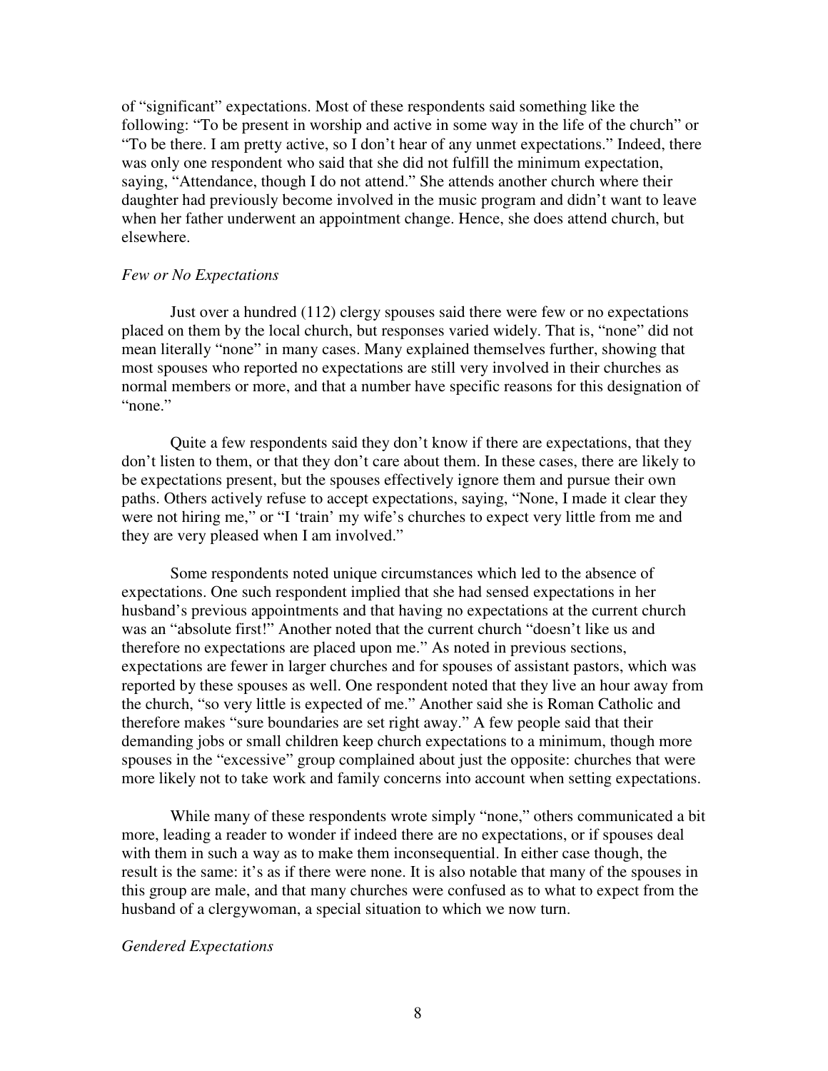of "significant" expectations. Most of these respondents said something like the following: "To be present in worship and active in some way in the life of the church" or "To be there. I am pretty active, so I don't hear of any unmet expectations." Indeed, there was only one respondent who said that she did not fulfill the minimum expectation, saying, "Attendance, though I do not attend." She attends another church where their daughter had previously become involved in the music program and didn't want to leave when her father underwent an appointment change. Hence, she does attend church, but elsewhere.

*Few or No Expectations*

Just over a hundred (112) clergy spouses said there were few or no expectations placed on them by the local church, but responses varied widely. That is, "none" did not mean literally "none" in many cases. Many explained themselves further, showing that most spouses who reported no expectations are still very involved in their churches as normal members or more, and that a number have specific reasons for this designation of "none."

Quite a few respondents said they don't know if there are expectations, that they don't listen to them, or that they don't care about them. In these cases, there are likely to be expectations present, but the spouses effectively ignore them and pursue their own paths. Others actively refuse to accept expectations, saying, "None, I made it clear they were not hiring me," or "I 'train' my wife's churches to expect very little from me and they are very pleased when I am involved."

Some respondents noted unique circumstances which led to the absence of expectations. One such respondent implied that she had sensed expectations in her husband's previous appointments and that having no expectations at the current church was an "absolute first!" Another noted that the current church "doesn't like us and therefore no expectations are placed upon me." As noted in previous sections, expectations are fewer in larger churches and for spouses of assistant pastors, which was reported by these spouses as well. One respondent noted that they live an hour away from the church, "so very little is expected of me." Another said she is Roman Catholic and therefore makes "sure boundaries are set right away." A few people said that their demanding jobs or small children keep church expectations to a minimum, though more spouses in the "excessive" group complained about just the opposite: churches that were more likely not to take work and family concerns into account when setting expectations.

While many of these respondents wrote simply "none," others communicated a bit more, leading a reader to wonder if indeed there are no expectations, or if spouses deal with them in such a way as to make them inconsequential. In either case though, the result is the same: it's as if there were none. It is also notable that many of the spouses in this group are male, and that many churches were confused as to what to expect from the husband of a clergywoman, a special situation to which we now turn.

*Gendered Expectations*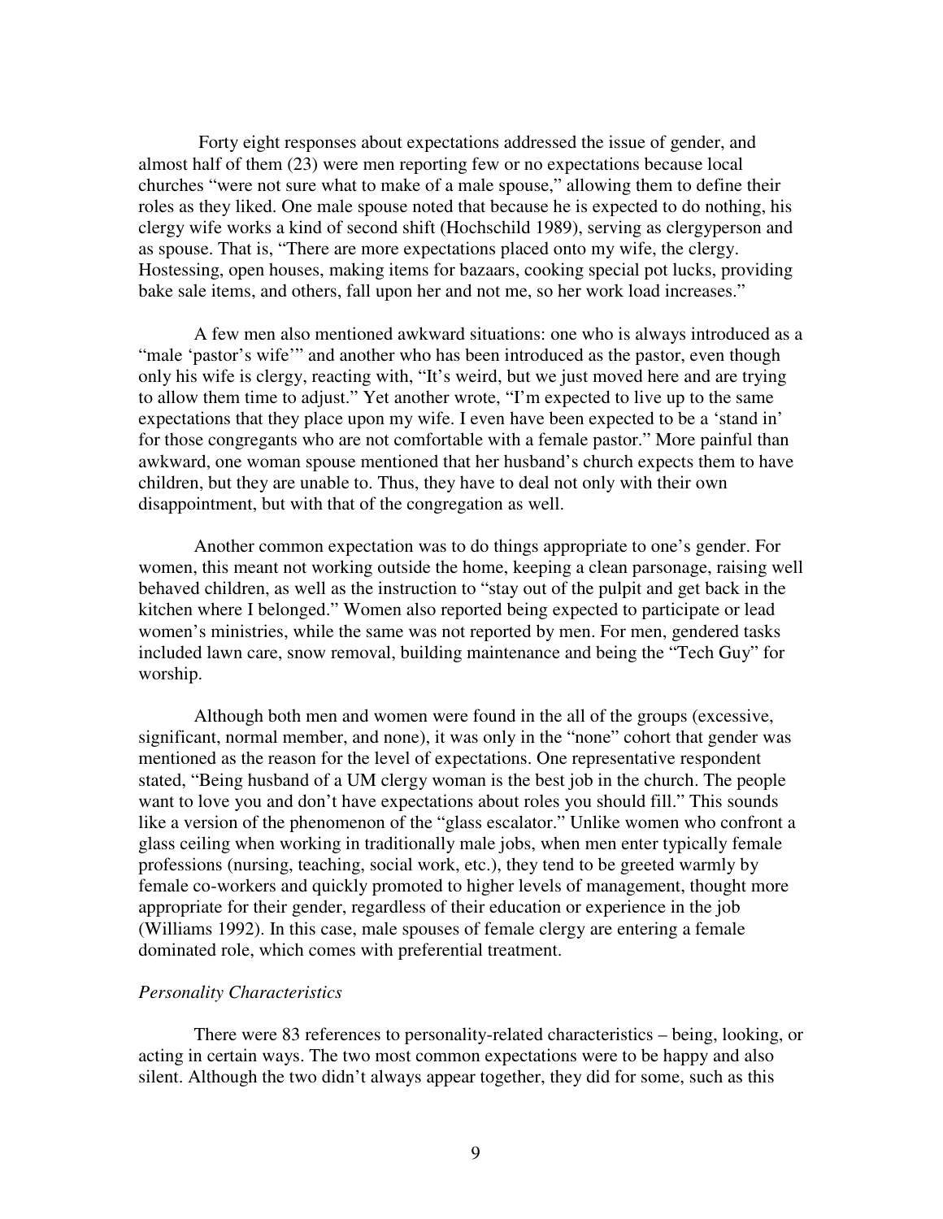Forty eight responses about expectations addressed the issue of gender, and almost half of them (23) were men reporting few or no expectations because local churches "were not sure what to make of a male spouse," allowing them to define their roles as they liked. One male spouse noted that because he is expected to do nothing, his clergy wife works a kind of second shift (Hochschild 1989), serving as clergyperson and as spouse. That is, "There are more expectations placed onto my wife, the clergy. Hostessing, open houses, making items for bazaars, cooking special pot lucks, providing bake sale items, and others, fall upon her and not me, so her work load increases."

A few men also mentioned awkward situations: one who is always introduced as a "male 'pastor's wife'" and another who has been introduced as the pastor, even though only his wife is clergy, reacting with, "It's weird, but we just moved here and are trying to allow them time to adjust." Yet another wrote, "I'm expected to live up to the same expectations that they place upon my wife. I even have been expected to be a 'stand in' for those congregants who are not comfortable with a female pastor." More painful than awkward, one woman spouse mentioned that her husband's church expects them to have children, but they are unable to. Thus, they have to deal not only with their own disappointment, but with that of the congregation as well.

Another common expectation was to do things appropriate to one's gender. For women, this meant not working outside the home, keeping a clean parsonage, raising well behaved children, as well as the instruction to "stay out of the pulpit and get back in the kitchen where I belonged." Women also reported being expected to participate or lead women's ministries, while the same was not reported by men. For men, gendered tasks included lawn care, snow removal, building maintenance and being the "Tech Guy" for worship.

Although both men and women were found in the all of the groups (excessive, significant, normal member, and none), it was only in the "none" cohort that gender was mentioned as the reason for the level of expectations. One representative respondent stated, "Being husband of a UM clergy woman is the best job in the church. The people want to love you and don't have expectations about roles you should fill." This sounds like a version of the phenomenon of the "glass escalator." Unlike women who confront a glass ceiling when working in traditionally male jobs, when men enter typically female professions (nursing, teaching, social work, etc.), they tend to be greeted warmly by female co-workers and quickly promoted to higher levels of management, thought more appropriate for their gender, regardless of their education or experience in the job (Williams 1992). In this case, male spouses of female clergy are entering a female dominated role, which comes with preferential treatment.

*Personality Characteristics*

There were 83 references to personality-related characteristics – being, looking, or acting in certain ways. The two most common expectations were to be happy and also silent. Although the two didn't always appear together, they did for some, such as this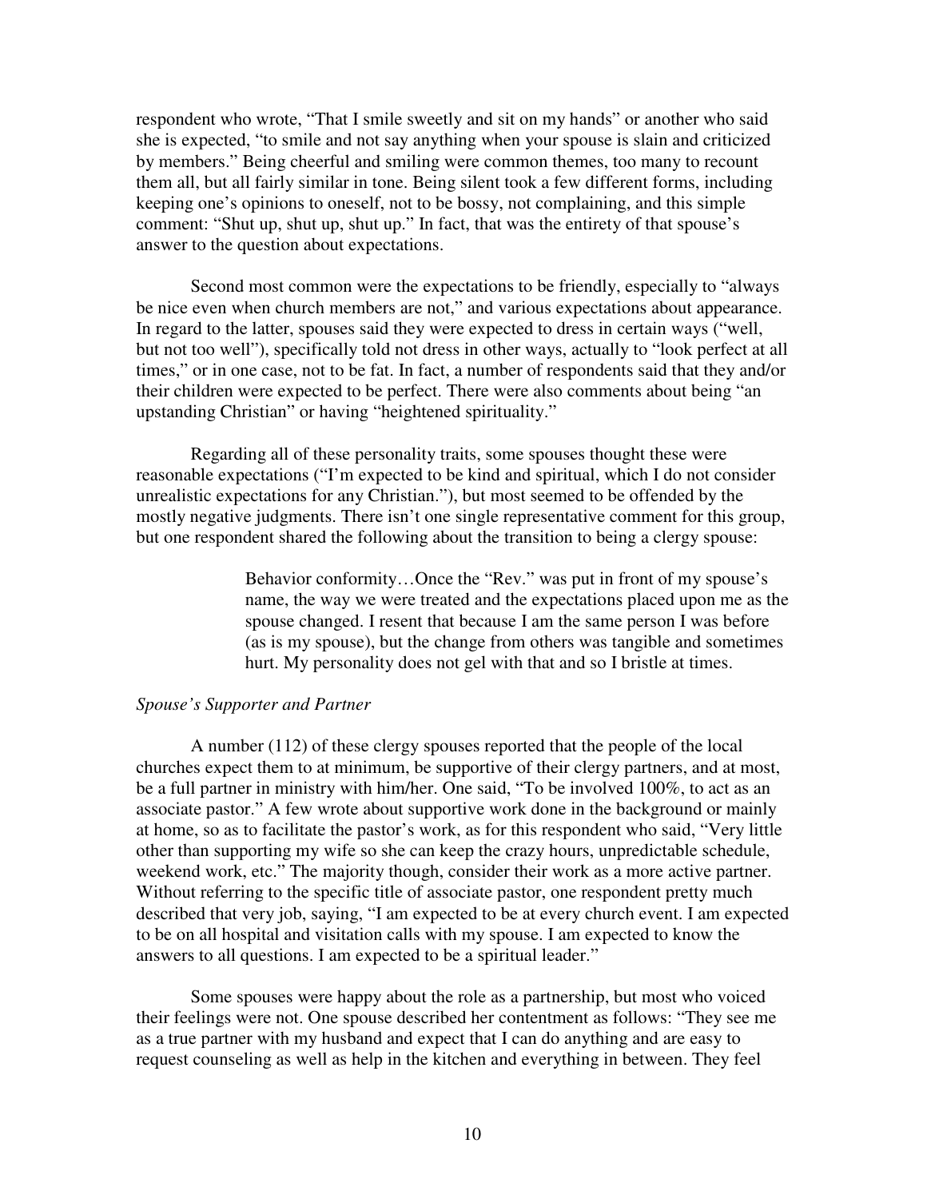respondent who wrote, "That I smile sweetly and sit on my hands" or another who said she is expected, "to smile and not say anything when your spouse is slain and criticized by members." Being cheerful and smiling were common themes, too many to recount them all, but all fairly similar in tone. Being silent took a few different forms, including keeping one's opinions to oneself, not to be bossy, not complaining, and this simple comment: "Shut up, shut up, shut up." In fact, that was the entirety of that spouse's answer to the question about expectations.

Second most common were the expectations to be friendly, especially to "always be nice even when church members are not," and various expectations about appearance. In regard to the latter, spouses said they were expected to dress in certain ways ("well, but not too well"), specifically told not dress in other ways, actually to "look perfect at all times," or in one case, not to be fat. In fact, a number of respondents said that they and/or their children were expected to be perfect. There were also comments about being "an upstanding Christian" or having "heightened spirituality."

Regarding all of these personality traits, some spouses thought these were reasonable expectations ("I'm expected to be kind and spiritual, which I do not consider unrealistic expectations for any Christian."), but most seemed to be offended by the mostly negative judgments. There isn't one single representative comment for this group, but one respondent shared the following about the transition to being a clergy spouse:

> Behavior conformity…Once the "Rev." was put in front of my spouse's name, the way we were treated and the expectations placed upon me as the spouse changed. I resent that because I am the same person I was before (as is my spouse), but the change from others was tangible and sometimes hurt. My personality does not gel with that and so I bristle at times.

*Spouse's Supporter and Partner*

A number (112) of these clergy spouses reported that the people of the local churches expect them to at minimum, be supportive of their clergy partners, and at most, be a full partner in ministry with him/her. One said, "To be involved 100%, to act as an associate pastor." A few wrote about supportive work done in the background or mainly at home, so as to facilitate the pastor's work, as for this respondent who said, "Very little other than supporting my wife so she can keep the crazy hours, unpredictable schedule, weekend work, etc." The majority though, consider their work as a more active partner. Without referring to the specific title of associate pastor, one respondent pretty much described that very job, saying, "I am expected to be at every church event. I am expected to be on all hospital and visitation calls with my spouse. I am expected to know the answers to all questions. I am expected to be a spiritual leader."

Some spouses were happy about the role as a partnership, but most who voiced their feelings were not. One spouse described her contentment as follows: "They see me as a true partner with my husband and expect that I can do anything and are easy to request counseling as well as help in the kitchen and everything in between. They feel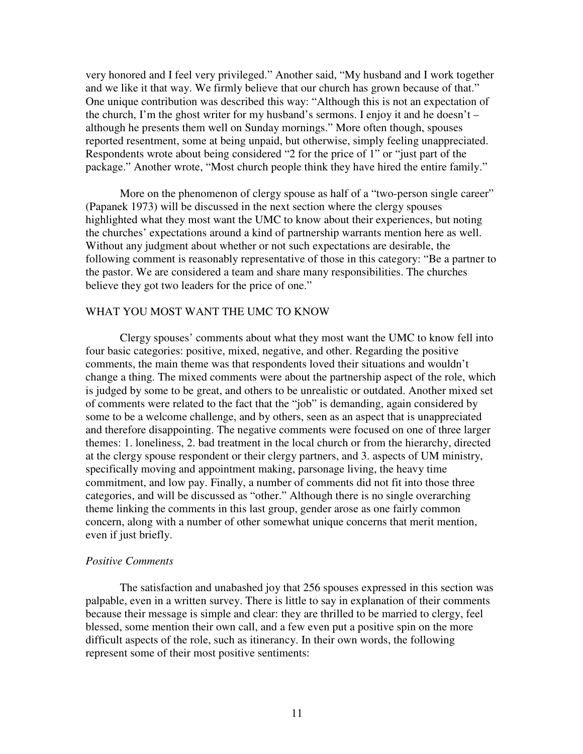very honored and I feel very privileged." Another said, "My husband and I work together and we like it that way. We firmly believe that our church has grown because of that." One unique contribution was described this way: "Although this is not an expectation of the church, I'm the ghost writer for my husband's sermons. I enjoy it and he doesn't – although he presents them well on Sunday mornings." More often though, spouses reported resentment, some at being unpaid, but otherwise, simply feeling unappreciated. Respondents wrote about being considered "2 for the price of 1" or "just part of the package." Another wrote, "Most church people think they have hired the entire family."

More on the phenomenon of clergy spouse as half of a "two-person single career" (Papanek 1973) will be discussed in the next section where the clergy spouses highlighted what they most want the UMC to know about their experiences, but noting the churches' expectations around a kind of partnership warrants mention here as well. Without any judgment about whether or not such expectations are desirable, the following comment is reasonably representative of those in this category: "Be a partner to the pastor. We are considered a team and share many responsibilities. The churches believe they got two leaders for the price of one."

## WHAT YOU MOST WANT THE UMC TO KNOW

Clergy spouses' comments about what they most want the UMC to know fell into four basic categories: positive, mixed, negative, and other. Regarding the positive comments, the main theme was that respondents loved their situations and wouldn't change a thing. The mixed comments were about the partnership aspect of the role, which is judged by some to be great, and others to be unrealistic or outdated. Another mixed set of comments were related to the fact that the "job" is demanding, again considered by some to be a welcome challenge, and by others, seen as an aspect that is unappreciated and therefore disappointing. The negative comments were focused on one of three larger themes: 1. loneliness, 2. bad treatment in the local church or from the hierarchy, directed at the clergy spouse respondent or their clergy partners, and 3. aspects of UM ministry, specifically moving and appointment making, parsonage living, the heavy time commitment, and low pay. Finally, a number of comments did not fit into those three categories, and will be discussed as "other." Although there is no single overarching theme linking the comments in this last group, gender arose as one fairly common concern, along with a number of other somewhat unique concerns that merit mention, even if just briefly.

### *Positive Comments*

The satisfaction and unabashed joy that 256 spouses expressed in this section was palpable, even in a written survey. There is little to say in explanation of their comments because their message is simple and clear: they are thrilled to be married to clergy, feel blessed, some mention their own call, and a few even put a positive spin on the more difficult aspects of the role, such as itinerancy. In their own words, the following represent some of their most positive sentiments: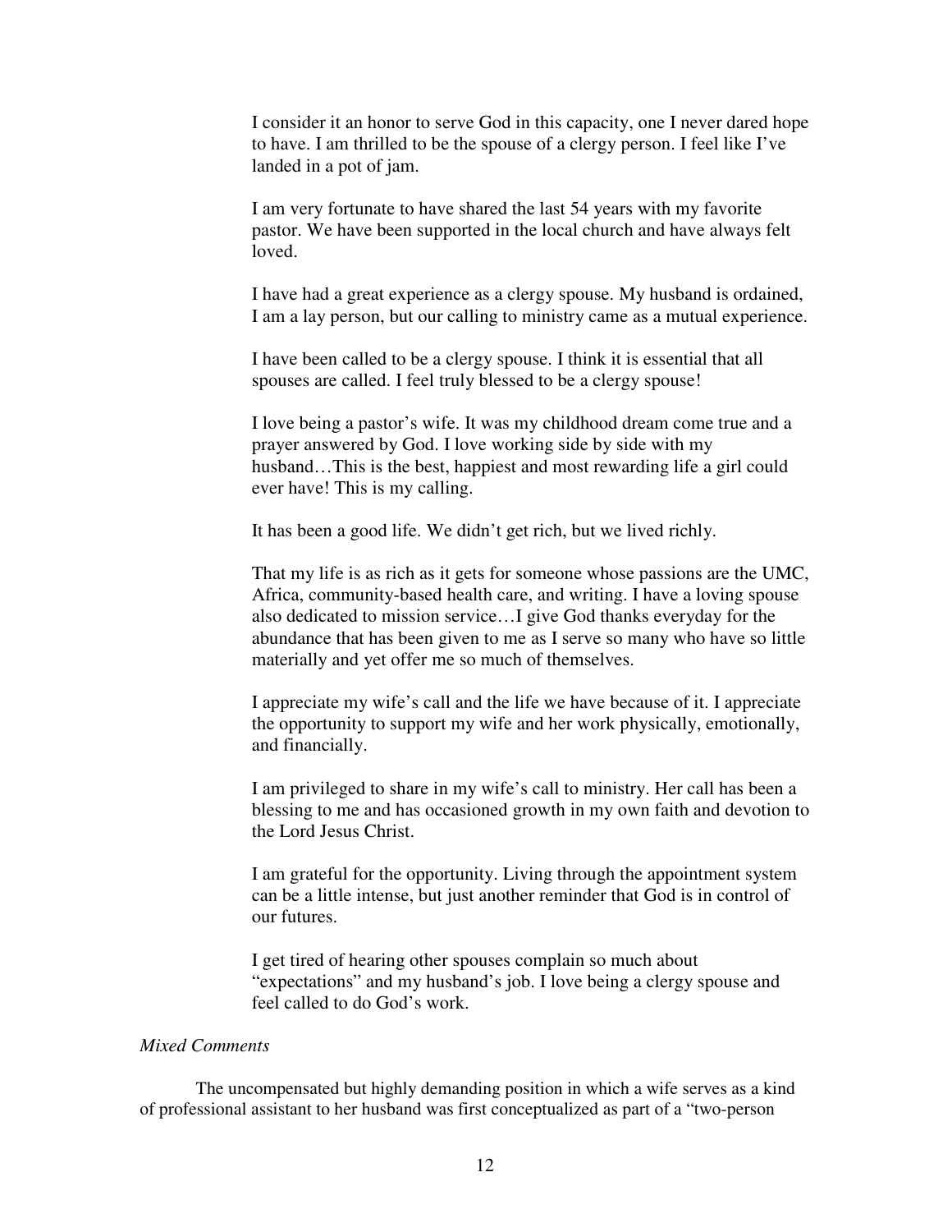> I consider it an honor to serve God in this capacity, one I never dared hope to have. I am thrilled to be the spouse of a clergy person. I feel like I've landed in a pot of jam.
>
> I am very fortunate to have shared the last 54 years with my favorite pastor. We have been supported in the local church and have always felt loved.
>
> I have had a great experience as a clergy spouse. My husband is ordained, I am a lay person, but our calling to ministry came as a mutual experience.
>
> I have been called to be a clergy spouse. I think it is essential that all spouses are called. I feel truly blessed to be a clergy spouse!
>
> I love being a pastor's wife. It was my childhood dream come true and a prayer answered by God. I love working side by side with my husband…This is the best, happiest and most rewarding life a girl could ever have! This is my calling.
>
> It has been a good life. We didn't get rich, but we lived richly.
>
> That my life is as rich as it gets for someone whose passions are the UMC, Africa, community-based health care, and writing. I have a loving spouse also dedicated to mission service…I give God thanks everyday for the abundance that has been given to me as I serve so many who have so little materially and yet offer me so much of themselves.
>
> I appreciate my wife's call and the life we have because of it. I appreciate the opportunity to support my wife and her work physically, emotionally, and financially.
>
> I am privileged to share in my wife's call to ministry. Her call has been a blessing to me and has occasioned growth in my own faith and devotion to the Lord Jesus Christ.
>
> I am grateful for the opportunity. Living through the appointment system can be a little intense, but just another reminder that God is in control of our futures.
>
> I get tired of hearing other spouses complain so much about "expectations" and my husband's job. I love being a clergy spouse and feel called to do God's work.

*Mixed Comments*

The uncompensated but highly demanding position in which a wife serves as a kind of professional assistant to her husband was first conceptualized as part of a "two-person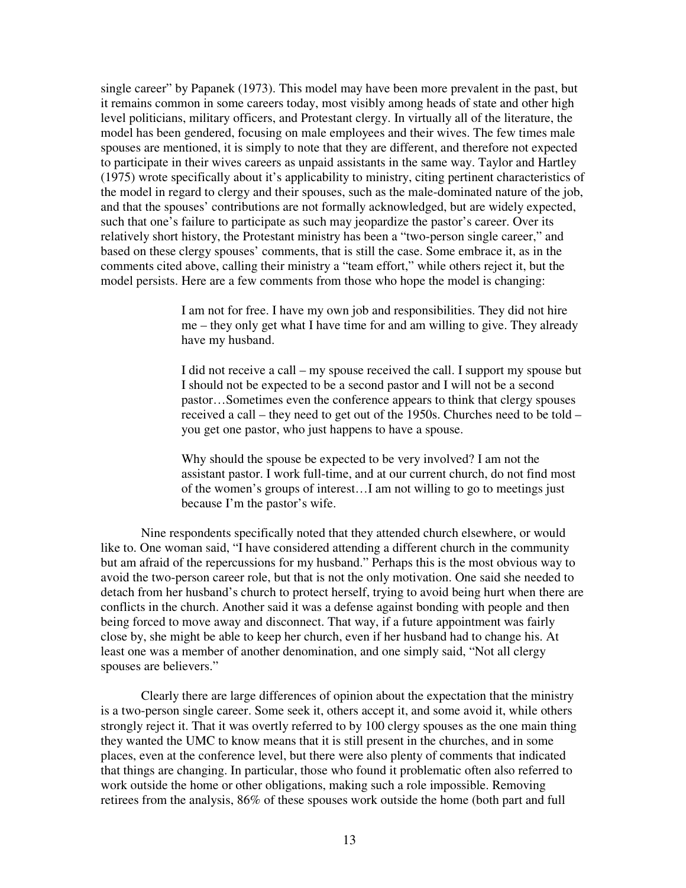single career" by Papanek (1973). This model may have been more prevalent in the past, but it remains common in some careers today, most visibly among heads of state and other high level politicians, military officers, and Protestant clergy. In virtually all of the literature, the model has been gendered, focusing on male employees and their wives. The few times male spouses are mentioned, it is simply to note that they are different, and therefore not expected to participate in their wives careers as unpaid assistants in the same way. Taylor and Hartley (1975) wrote specifically about it's applicability to ministry, citing pertinent characteristics of the model in regard to clergy and their spouses, such as the male-dominated nature of the job, and that the spouses' contributions are not formally acknowledged, but are widely expected, such that one's failure to participate as such may jeopardize the pastor's career. Over its relatively short history, the Protestant ministry has been a "two-person single career," and based on these clergy spouses' comments, that is still the case. Some embrace it, as in the comments cited above, calling their ministry a "team effort," while others reject it, but the model persists. Here are a few comments from those who hope the model is changing:

> I am not for free. I have my own job and responsibilities. They did not hire me – they only get what I have time for and am willing to give. They already have my husband.
>
> I did not receive a call – my spouse received the call. I support my spouse but I should not be expected to be a second pastor and I will not be a second pastor…Sometimes even the conference appears to think that clergy spouses received a call – they need to get out of the 1950s. Churches need to be told – you get one pastor, who just happens to have a spouse.
>
> Why should the spouse be expected to be very involved? I am not the assistant pastor. I work full-time, and at our current church, do not find most of the women's groups of interest…I am not willing to go to meetings just because I'm the pastor's wife.

Nine respondents specifically noted that they attended church elsewhere, or would like to. One woman said, "I have considered attending a different church in the community but am afraid of the repercussions for my husband." Perhaps this is the most obvious way to avoid the two-person career role, but that is not the only motivation. One said she needed to detach from her husband's church to protect herself, trying to avoid being hurt when there are conflicts in the church. Another said it was a defense against bonding with people and then being forced to move away and disconnect. That way, if a future appointment was fairly close by, she might be able to keep her church, even if her husband had to change his. At least one was a member of another denomination, and one simply said, "Not all clergy spouses are believers."

Clearly there are large differences of opinion about the expectation that the ministry is a two-person single career. Some seek it, others accept it, and some avoid it, while others strongly reject it. That it was overtly referred to by 100 clergy spouses as the one main thing they wanted the UMC to know means that it is still present in the churches, and in some places, even at the conference level, but there were also plenty of comments that indicated that things are changing. In particular, those who found it problematic often also referred to work outside the home or other obligations, making such a role impossible. Removing retirees from the analysis, 86% of these spouses work outside the home (both part and full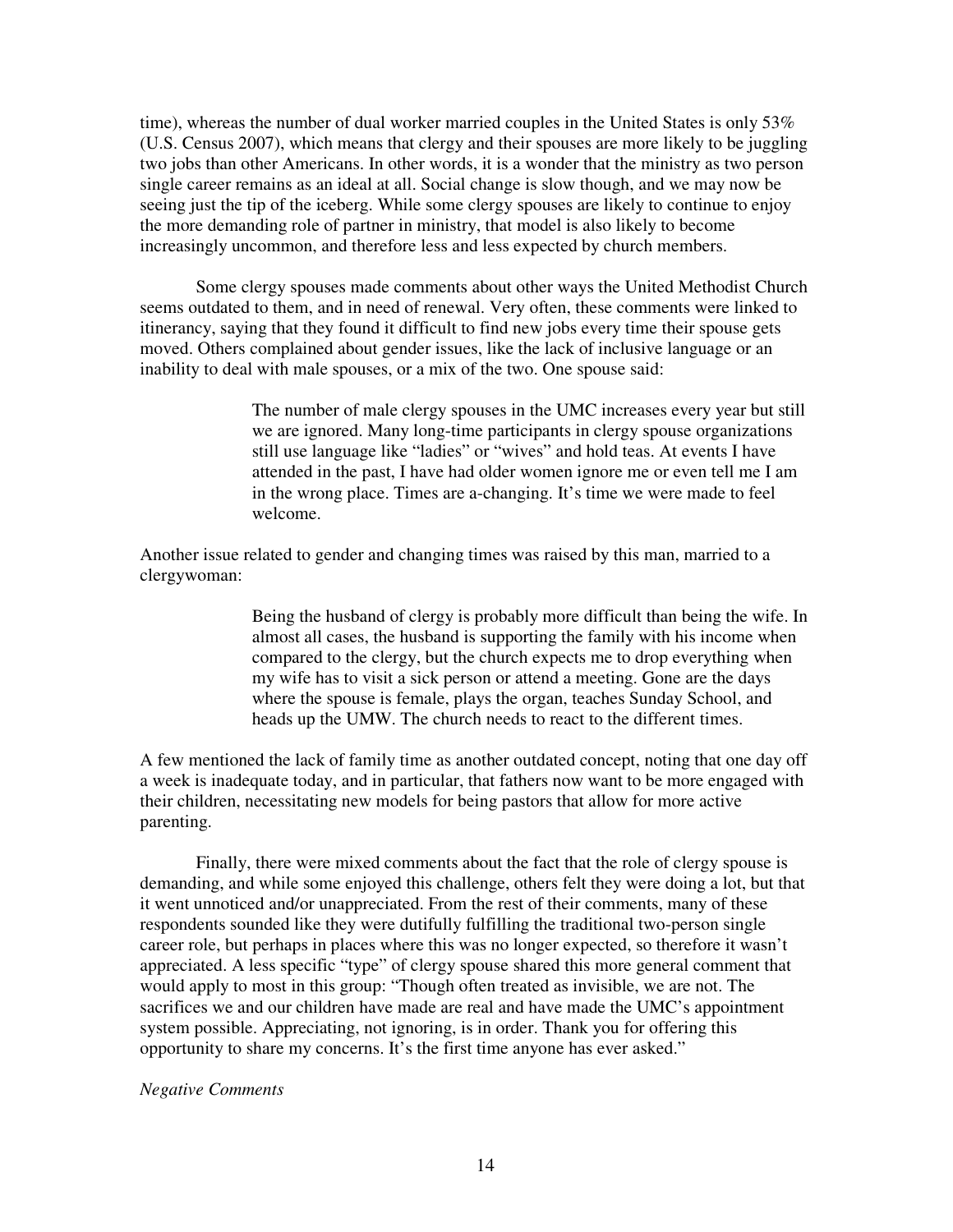time), whereas the number of dual worker married couples in the United States is only 53% (U.S. Census 2007), which means that clergy and their spouses are more likely to be juggling two jobs than other Americans. In other words, it is a wonder that the ministry as two person single career remains as an ideal at all. Social change is slow though, and we may now be seeing just the tip of the iceberg. While some clergy spouses are likely to continue to enjoy the more demanding role of partner in ministry, that model is also likely to become increasingly uncommon, and therefore less and less expected by church members.

Some clergy spouses made comments about other ways the United Methodist Church seems outdated to them, and in need of renewal. Very often, these comments were linked to itinerancy, saying that they found it difficult to find new jobs every time their spouse gets moved. Others complained about gender issues, like the lack of inclusive language or an inability to deal with male spouses, or a mix of the two. One spouse said:

> The number of male clergy spouses in the UMC increases every year but still we are ignored. Many long-time participants in clergy spouse organizations still use language like "ladies" or "wives" and hold teas. At events I have attended in the past, I have had older women ignore me or even tell me I am in the wrong place. Times are a-changing. It's time we were made to feel welcome.

Another issue related to gender and changing times was raised by this man, married to a clergywoman:

> Being the husband of clergy is probably more difficult than being the wife. In almost all cases, the husband is supporting the family with his income when compared to the clergy, but the church expects me to drop everything when my wife has to visit a sick person or attend a meeting. Gone are the days where the spouse is female, plays the organ, teaches Sunday School, and heads up the UMW. The church needs to react to the different times.

A few mentioned the lack of family time as another outdated concept, noting that one day off a week is inadequate today, and in particular, that fathers now want to be more engaged with their children, necessitating new models for being pastors that allow for more active parenting.

Finally, there were mixed comments about the fact that the role of clergy spouse is demanding, and while some enjoyed this challenge, others felt they were doing a lot, but that it went unnoticed and/or unappreciated. From the rest of their comments, many of these respondents sounded like they were dutifully fulfilling the traditional two-person single career role, but perhaps in places where this was no longer expected, so therefore it wasn't appreciated. A less specific "type" of clergy spouse shared this more general comment that would apply to most in this group: "Though often treated as invisible, we are not. The sacrifices we and our children have made are real and have made the UMC's appointment system possible. Appreciating, not ignoring, is in order. Thank you for offering this opportunity to share my concerns. It's the first time anyone has ever asked."

*Negative Comments*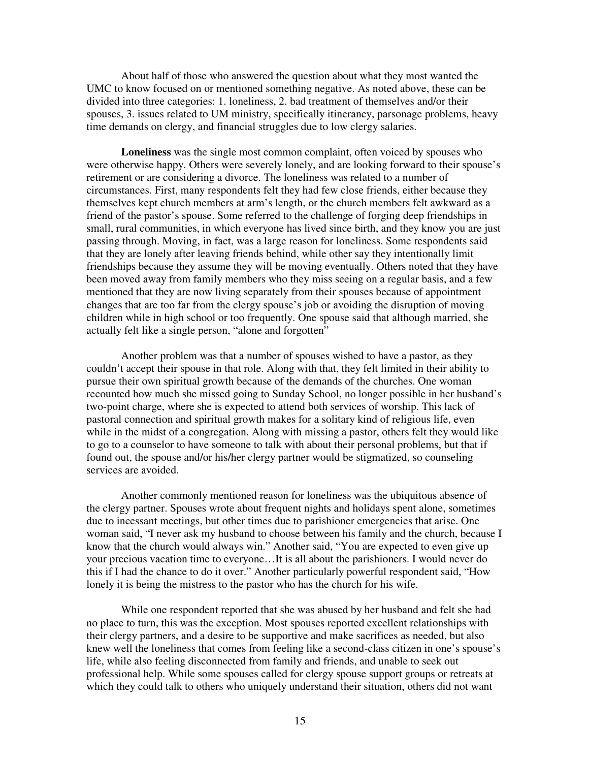About half of those who answered the question about what they most wanted the UMC to know focused on or mentioned something negative. As noted above, these can be divided into three categories: 1. loneliness, 2. bad treatment of themselves and/or their spouses, 3. issues related to UM ministry, specifically itinerancy, parsonage problems, heavy time demands on clergy, and financial struggles due to low clergy salaries.

**Loneliness** was the single most common complaint, often voiced by spouses who were otherwise happy. Others were severely lonely, and are looking forward to their spouse's retirement or are considering a divorce. The loneliness was related to a number of circumstances. First, many respondents felt they had few close friends, either because they themselves kept church members at arm's length, or the church members felt awkward as a friend of the pastor's spouse. Some referred to the challenge of forging deep friendships in small, rural communities, in which everyone has lived since birth, and they know you are just passing through. Moving, in fact, was a large reason for loneliness. Some respondents said that they are lonely after leaving friends behind, while other say they intentionally limit friendships because they assume they will be moving eventually. Others noted that they have been moved away from family members who they miss seeing on a regular basis, and a few mentioned that they are now living separately from their spouses because of appointment changes that are too far from the clergy spouse's job or avoiding the disruption of moving children while in high school or too frequently. One spouse said that although married, she actually felt like a single person, "alone and forgotten"

Another problem was that a number of spouses wished to have a pastor, as they couldn't accept their spouse in that role. Along with that, they felt limited in their ability to pursue their own spiritual growth because of the demands of the churches. One woman recounted how much she missed going to Sunday School, no longer possible in her husband's two-point charge, where she is expected to attend both services of worship. This lack of pastoral connection and spiritual growth makes for a solitary kind of religious life, even while in the midst of a congregation. Along with missing a pastor, others felt they would like to go to a counselor to have someone to talk with about their personal problems, but that if found out, the spouse and/or his/her clergy partner would be stigmatized, so counseling services are avoided.

Another commonly mentioned reason for loneliness was the ubiquitous absence of the clergy partner. Spouses wrote about frequent nights and holidays spent alone, sometimes due to incessant meetings, but other times due to parishioner emergencies that arise. One woman said, "I never ask my husband to choose between his family and the church, because I know that the church would always win." Another said, "You are expected to even give up your precious vacation time to everyone…It is all about the parishioners. I would never do this if I had the chance to do it over." Another particularly powerful respondent said, "How lonely it is being the mistress to the pastor who has the church for his wife.

While one respondent reported that she was abused by her husband and felt she had no place to turn, this was the exception. Most spouses reported excellent relationships with their clergy partners, and a desire to be supportive and make sacrifices as needed, but also knew well the loneliness that comes from feeling like a second-class citizen in one's spouse's life, while also feeling disconnected from family and friends, and unable to seek out professional help. While some spouses called for clergy spouse support groups or retreats at which they could talk to others who uniquely understand their situation, others did not want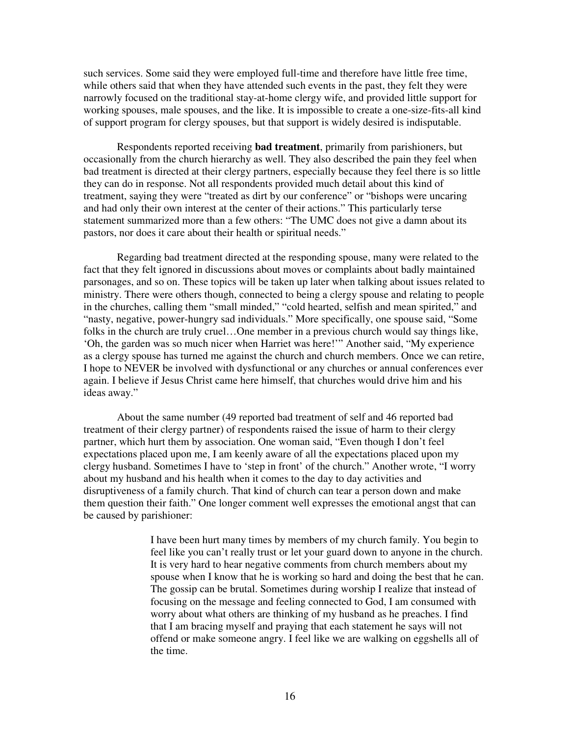such services. Some said they were employed full-time and therefore have little free time, while others said that when they have attended such events in the past, they felt they were narrowly focused on the traditional stay-at-home clergy wife, and provided little support for working spouses, male spouses, and the like. It is impossible to create a one-size-fits-all kind of support program for clergy spouses, but that support is widely desired is indisputable.

Respondents reported receiving **bad treatment**, primarily from parishioners, but occasionally from the church hierarchy as well. They also described the pain they feel when bad treatment is directed at their clergy partners, especially because they feel there is so little they can do in response. Not all respondents provided much detail about this kind of treatment, saying they were "treated as dirt by our conference" or "bishops were uncaring and had only their own interest at the center of their actions." This particularly terse statement summarized more than a few others: "The UMC does not give a damn about its pastors, nor does it care about their health or spiritual needs."

Regarding bad treatment directed at the responding spouse, many were related to the fact that they felt ignored in discussions about moves or complaints about badly maintained parsonages, and so on. These topics will be taken up later when talking about issues related to ministry. There were others though, connected to being a clergy spouse and relating to people in the churches, calling them "small minded," "cold hearted, selfish and mean spirited," and "nasty, negative, power-hungry sad individuals." More specifically, one spouse said, "Some folks in the church are truly cruel…One member in a previous church would say things like, 'Oh, the garden was so much nicer when Harriet was here!'" Another said, "My experience as a clergy spouse has turned me against the church and church members. Once we can retire, I hope to NEVER be involved with dysfunctional or any churches or annual conferences ever again. I believe if Jesus Christ came here himself, that churches would drive him and his ideas away."

About the same number (49 reported bad treatment of self and 46 reported bad treatment of their clergy partner) of respondents raised the issue of harm to their clergy partner, which hurt them by association. One woman said, "Even though I don't feel expectations placed upon me, I am keenly aware of all the expectations placed upon my clergy husband. Sometimes I have to 'step in front' of the church." Another wrote, "I worry about my husband and his health when it comes to the day to day activities and disruptiveness of a family church. That kind of church can tear a person down and make them question their faith." One longer comment well expresses the emotional angst that can be caused by parishioner:

> I have been hurt many times by members of my church family. You begin to feel like you can't really trust or let your guard down to anyone in the church. It is very hard to hear negative comments from church members about my spouse when I know that he is working so hard and doing the best that he can. The gossip can be brutal. Sometimes during worship I realize that instead of focusing on the message and feeling connected to God, I am consumed with worry about what others are thinking of my husband as he preaches. I find that I am bracing myself and praying that each statement he says will not offend or make someone angry. I feel like we are walking on eggshells all of the time.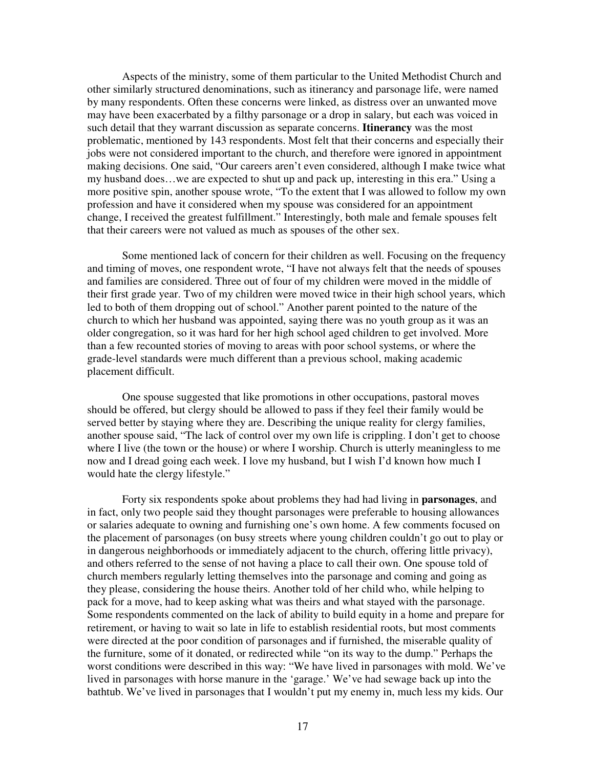Aspects of the ministry, some of them particular to the United Methodist Church and other similarly structured denominations, such as itinerancy and parsonage life, were named by many respondents. Often these concerns were linked, as distress over an unwanted move may have been exacerbated by a filthy parsonage or a drop in salary, but each was voiced in such detail that they warrant discussion as separate concerns. **Itinerancy** was the most problematic, mentioned by 143 respondents. Most felt that their concerns and especially their jobs were not considered important to the church, and therefore were ignored in appointment making decisions. One said, "Our careers aren't even considered, although I make twice what my husband does…we are expected to shut up and pack up, interesting in this era." Using a more positive spin, another spouse wrote, "To the extent that I was allowed to follow my own profession and have it considered when my spouse was considered for an appointment change, I received the greatest fulfillment." Interestingly, both male and female spouses felt that their careers were not valued as much as spouses of the other sex.

Some mentioned lack of concern for their children as well. Focusing on the frequency and timing of moves, one respondent wrote, "I have not always felt that the needs of spouses and families are considered. Three out of four of my children were moved in the middle of their first grade year. Two of my children were moved twice in their high school years, which led to both of them dropping out of school." Another parent pointed to the nature of the church to which her husband was appointed, saying there was no youth group as it was an older congregation, so it was hard for her high school aged children to get involved. More than a few recounted stories of moving to areas with poor school systems, or where the grade-level standards were much different than a previous school, making academic placement difficult.

One spouse suggested that like promotions in other occupations, pastoral moves should be offered, but clergy should be allowed to pass if they feel their family would be served better by staying where they are. Describing the unique reality for clergy families, another spouse said, "The lack of control over my own life is crippling. I don't get to choose where I live (the town or the house) or where I worship. Church is utterly meaningless to me now and I dread going each week. I love my husband, but I wish I'd known how much I would hate the clergy lifestyle."

Forty six respondents spoke about problems they had had living in **parsonages**, and in fact, only two people said they thought parsonages were preferable to housing allowances or salaries adequate to owning and furnishing one's own home. A few comments focused on the placement of parsonages (on busy streets where young children couldn't go out to play or in dangerous neighborhoods or immediately adjacent to the church, offering little privacy), and others referred to the sense of not having a place to call their own. One spouse told of church members regularly letting themselves into the parsonage and coming and going as they please, considering the house theirs. Another told of her child who, while helping to pack for a move, had to keep asking what was theirs and what stayed with the parsonage. Some respondents commented on the lack of ability to build equity in a home and prepare for retirement, or having to wait so late in life to establish residential roots, but most comments were directed at the poor condition of parsonages and if furnished, the miserable quality of the furniture, some of it donated, or redirected while "on its way to the dump." Perhaps the worst conditions were described in this way: "We have lived in parsonages with mold. We've lived in parsonages with horse manure in the 'garage.' We've had sewage back up into the bathtub. We've lived in parsonages that I wouldn't put my enemy in, much less my kids. Our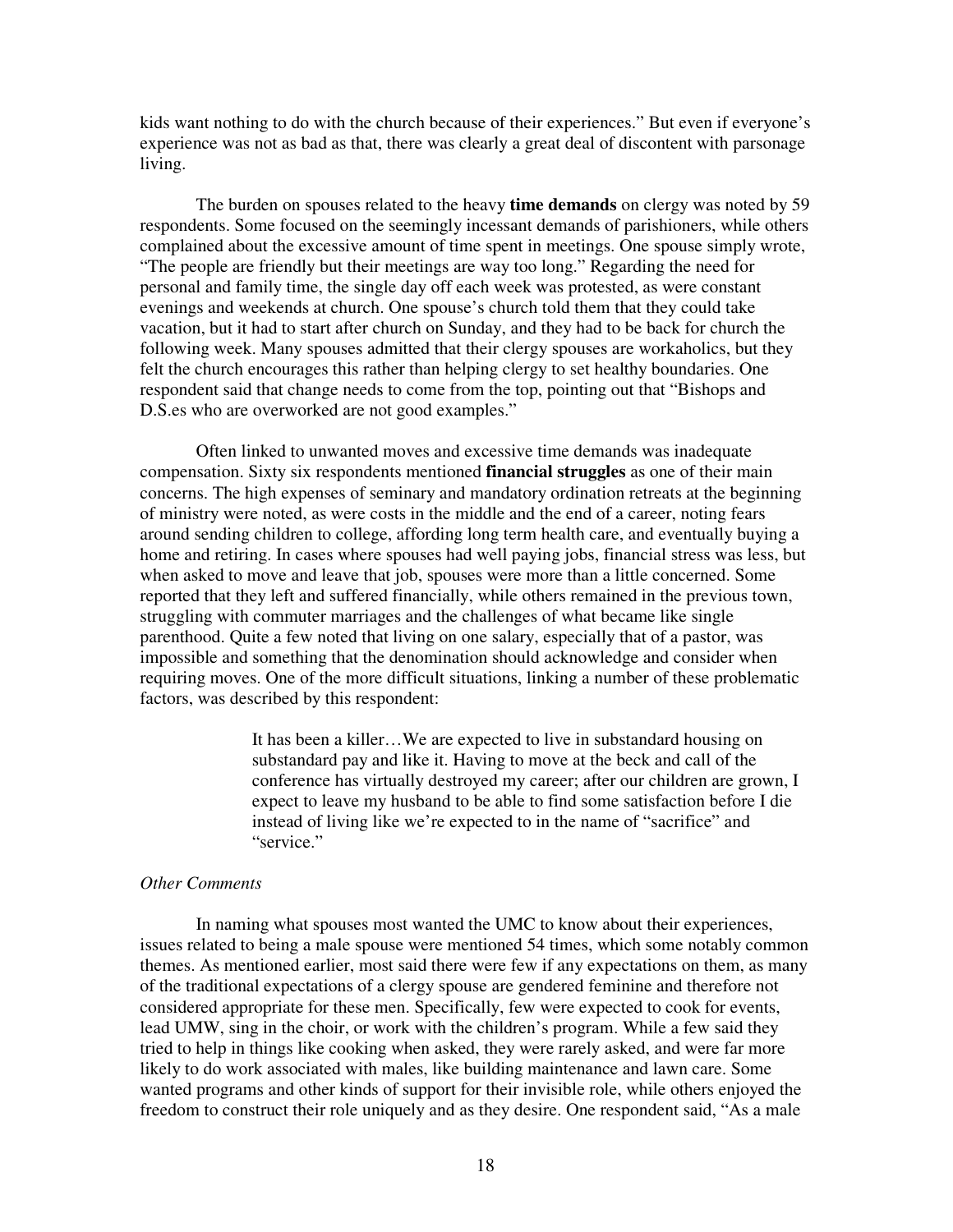kids want nothing to do with the church because of their experiences." But even if everyone's experience was not as bad as that, there was clearly a great deal of discontent with parsonage living.

The burden on spouses related to the heavy **time demands** on clergy was noted by 59 respondents. Some focused on the seemingly incessant demands of parishioners, while others complained about the excessive amount of time spent in meetings. One spouse simply wrote, "The people are friendly but their meetings are way too long." Regarding the need for personal and family time, the single day off each week was protested, as were constant evenings and weekends at church. One spouse's church told them that they could take vacation, but it had to start after church on Sunday, and they had to be back for church the following week. Many spouses admitted that their clergy spouses are workaholics, but they felt the church encourages this rather than helping clergy to set healthy boundaries. One respondent said that change needs to come from the top, pointing out that "Bishops and D.S.es who are overworked are not good examples."

Often linked to unwanted moves and excessive time demands was inadequate compensation. Sixty six respondents mentioned **financial struggles** as one of their main concerns. The high expenses of seminary and mandatory ordination retreats at the beginning of ministry were noted, as were costs in the middle and the end of a career, noting fears around sending children to college, affording long term health care, and eventually buying a home and retiring. In cases where spouses had well paying jobs, financial stress was less, but when asked to move and leave that job, spouses were more than a little concerned. Some reported that they left and suffered financially, while others remained in the previous town, struggling with commuter marriages and the challenges of what became like single parenthood. Quite a few noted that living on one salary, especially that of a pastor, was impossible and something that the denomination should acknowledge and consider when requiring moves. One of the more difficult situations, linking a number of these problematic factors, was described by this respondent:

> It has been a killer…We are expected to live in substandard housing on substandard pay and like it. Having to move at the beck and call of the conference has virtually destroyed my career; after our children are grown, I expect to leave my husband to be able to find some satisfaction before I die instead of living like we're expected to in the name of "sacrifice" and "service."

*Other Comments*

In naming what spouses most wanted the UMC to know about their experiences, issues related to being a male spouse were mentioned 54 times, which some notably common themes. As mentioned earlier, most said there were few if any expectations on them, as many of the traditional expectations of a clergy spouse are gendered feminine and therefore not considered appropriate for these men. Specifically, few were expected to cook for events, lead UMW, sing in the choir, or work with the children's program. While a few said they tried to help in things like cooking when asked, they were rarely asked, and were far more likely to do work associated with males, like building maintenance and lawn care. Some wanted programs and other kinds of support for their invisible role, while others enjoyed the freedom to construct their role uniquely and as they desire. One respondent said, "As a male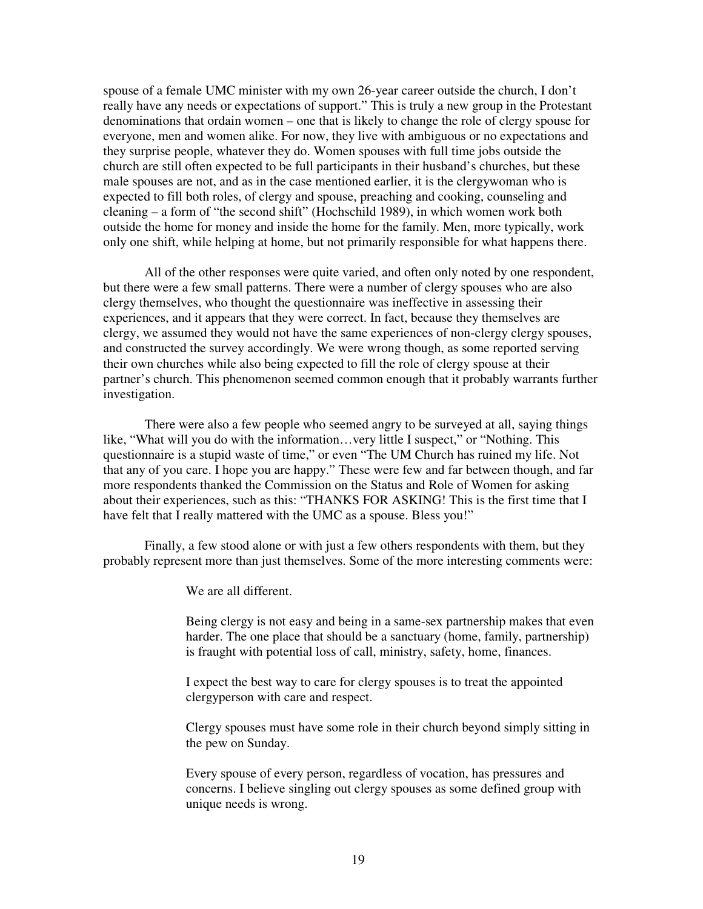spouse of a female UMC minister with my own 26-year career outside the church, I don't really have any needs or expectations of support." This is truly a new group in the Protestant denominations that ordain women – one that is likely to change the role of clergy spouse for everyone, men and women alike. For now, they live with ambiguous or no expectations and they surprise people, whatever they do. Women spouses with full time jobs outside the church are still often expected to be full participants in their husband's churches, but these male spouses are not, and as in the case mentioned earlier, it is the clergywoman who is expected to fill both roles, of clergy and spouse, preaching and cooking, counseling and cleaning – a form of "the second shift" (Hochschild 1989), in which women work both outside the home for money and inside the home for the family. Men, more typically, work only one shift, while helping at home, but not primarily responsible for what happens there.

All of the other responses were quite varied, and often only noted by one respondent, but there were a few small patterns. There were a number of clergy spouses who are also clergy themselves, who thought the questionnaire was ineffective in assessing their experiences, and it appears that they were correct. In fact, because they themselves are clergy, we assumed they would not have the same experiences of non-clergy clergy spouses, and constructed the survey accordingly. We were wrong though, as some reported serving their own churches while also being expected to fill the role of clergy spouse at their partner's church. This phenomenon seemed common enough that it probably warrants further investigation.

There were also a few people who seemed angry to be surveyed at all, saying things like, "What will you do with the information…very little I suspect," or "Nothing. This questionnaire is a stupid waste of time," or even "The UM Church has ruined my life. Not that any of you care. I hope you are happy." These were few and far between though, and far more respondents thanked the Commission on the Status and Role of Women for asking about their experiences, such as this: "THANKS FOR ASKING! This is the first time that I have felt that I really mattered with the UMC as a spouse. Bless you!"

Finally, a few stood alone or with just a few others respondents with them, but they probably represent more than just themselves. Some of the more interesting comments were:

> We are all different.
>
> Being clergy is not easy and being in a same-sex partnership makes that even harder. The one place that should be a sanctuary (home, family, partnership) is fraught with potential loss of call, ministry, safety, home, finances.
>
> I expect the best way to care for clergy spouses is to treat the appointed clergyperson with care and respect.
>
> Clergy spouses must have some role in their church beyond simply sitting in the pew on Sunday.
>
> Every spouse of every person, regardless of vocation, has pressures and concerns. I believe singling out clergy spouses as some defined group with unique needs is wrong.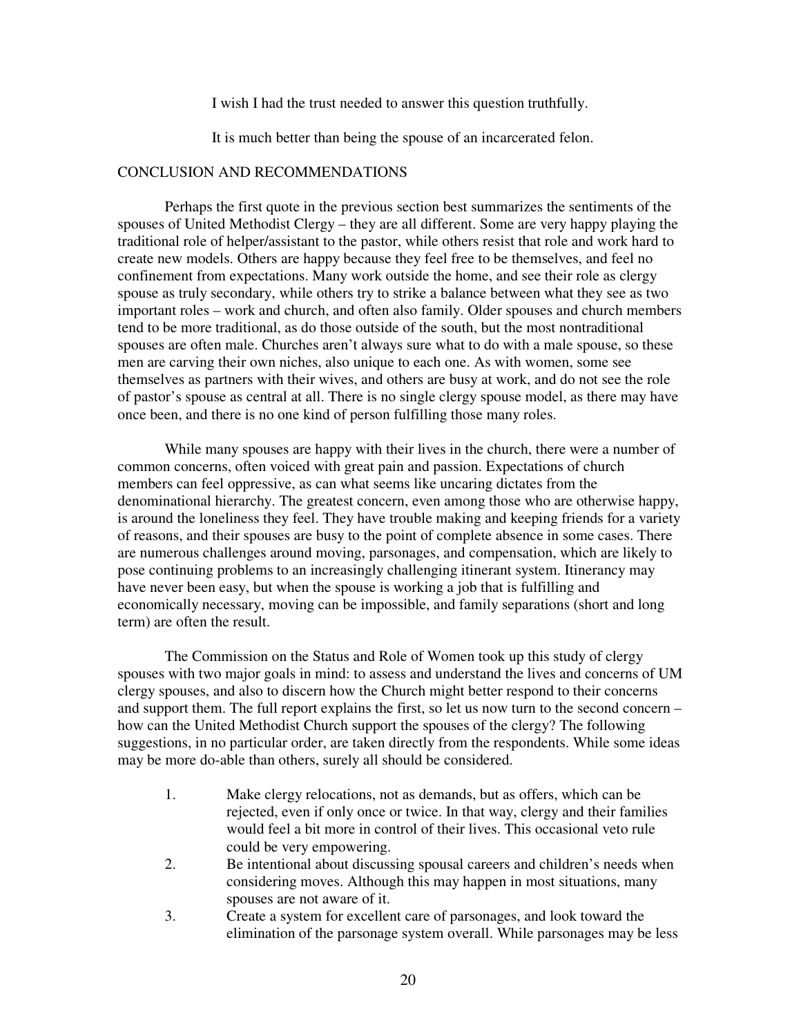> I wish I had the trust needed to answer this question truthfully.
>
> It is much better than being the spouse of an incarcerated felon.

## CONCLUSION AND RECOMMENDATIONS

Perhaps the first quote in the previous section best summarizes the sentiments of the spouses of United Methodist Clergy – they are all different. Some are very happy playing the traditional role of helper/assistant to the pastor, while others resist that role and work hard to create new models. Others are happy because they feel free to be themselves, and feel no confinement from expectations. Many work outside the home, and see their role as clergy spouse as truly secondary, while others try to strike a balance between what they see as two important roles – work and church, and often also family. Older spouses and church members tend to be more traditional, as do those outside of the south, but the most nontraditional spouses are often male. Churches aren't always sure what to do with a male spouse, so these men are carving their own niches, also unique to each one. As with women, some see themselves as partners with their wives, and others are busy at work, and do not see the role of pastor's spouse as central at all. There is no single clergy spouse model, as there may have once been, and there is no one kind of person fulfilling those many roles.

While many spouses are happy with their lives in the church, there were a number of common concerns, often voiced with great pain and passion. Expectations of church members can feel oppressive, as can what seems like uncaring dictates from the denominational hierarchy. The greatest concern, even among those who are otherwise happy, is around the loneliness they feel. They have trouble making and keeping friends for a variety of reasons, and their spouses are busy to the point of complete absence in some cases. There are numerous challenges around moving, parsonages, and compensation, which are likely to pose continuing problems to an increasingly challenging itinerant system. Itinerancy may have never been easy, but when the spouse is working a job that is fulfilling and economically necessary, moving can be impossible, and family separations (short and long term) are often the result.

The Commission on the Status and Role of Women took up this study of clergy spouses with two major goals in mind: to assess and understand the lives and concerns of UM clergy spouses, and also to discern how the Church might better respond to their concerns and support them. The full report explains the first, so let us now turn to the second concern – how can the United Methodist Church support the spouses of the clergy? The following suggestions, in no particular order, are taken directly from the respondents. While some ideas may be more do-able than others, surely all should be considered.

1. Make clergy relocations, not as demands, but as offers, which can be rejected, even if only once or twice. In that way, clergy and their families would feel a bit more in control of their lives. This occasional veto rule could be very empowering.
2. Be intentional about discussing spousal careers and children's needs when considering moves. Although this may happen in most situations, many spouses are not aware of it.
3. Create a system for excellent care of parsonages, and look toward the elimination of the parsonage system overall. While parsonages may be less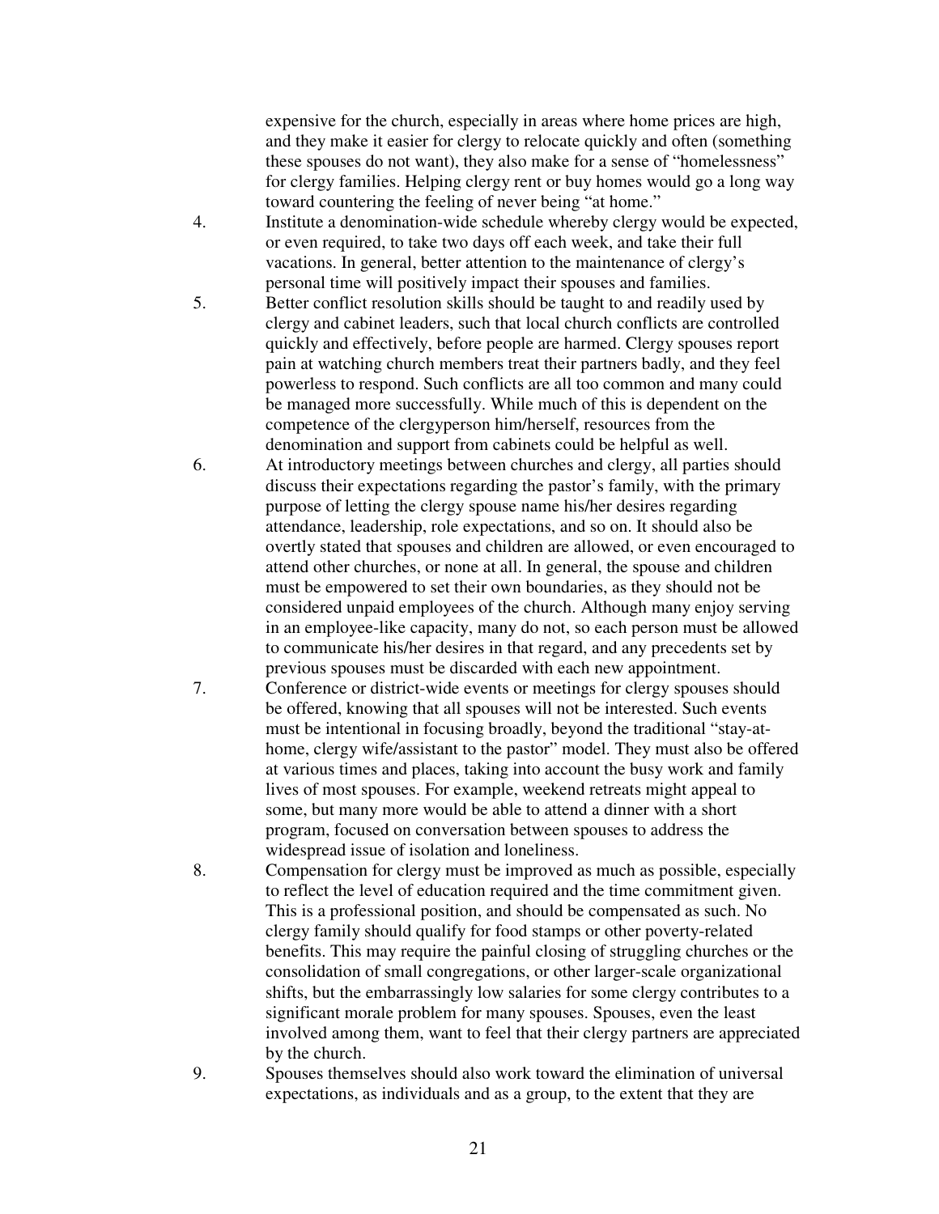expensive for the church, especially in areas where home prices are high, and they make it easier for clergy to relocate quickly and often (something these spouses do not want), they also make for a sense of "homelessness" for clergy families. Helping clergy rent or buy homes would go a long way toward countering the feeling of never being "at home."

4. Institute a denomination-wide schedule whereby clergy would be expected, or even required, to take two days off each week, and take their full vacations. In general, better attention to the maintenance of clergy's personal time will positively impact their spouses and families.
5. Better conflict resolution skills should be taught to and readily used by clergy and cabinet leaders, such that local church conflicts are controlled quickly and effectively, before people are harmed. Clergy spouses report pain at watching church members treat their partners badly, and they feel powerless to respond. Such conflicts are all too common and many could be managed more successfully. While much of this is dependent on the competence of the clergyperson him/herself, resources from the denomination and support from cabinets could be helpful as well.
6. At introductory meetings between churches and clergy, all parties should discuss their expectations regarding the pastor's family, with the primary purpose of letting the clergy spouse name his/her desires regarding attendance, leadership, role expectations, and so on. It should also be overtly stated that spouses and children are allowed, or even encouraged to attend other churches, or none at all. In general, the spouse and children must be empowered to set their own boundaries, as they should not be considered unpaid employees of the church. Although many enjoy serving in an employee-like capacity, many do not, so each person must be allowed to communicate his/her desires in that regard, and any precedents set by previous spouses must be discarded with each new appointment.
7. Conference or district-wide events or meetings for clergy spouses should be offered, knowing that all spouses will not be interested. Such events must be intentional in focusing broadly, beyond the traditional "stay-at-home, clergy wife/assistant to the pastor" model. They must also be offered at various times and places, taking into account the busy work and family lives of most spouses. For example, weekend retreats might appeal to some, but many more would be able to attend a dinner with a short program, focused on conversation between spouses to address the widespread issue of isolation and loneliness.
8. Compensation for clergy must be improved as much as possible, especially to reflect the level of education required and the time commitment given. This is a professional position, and should be compensated as such. No clergy family should qualify for food stamps or other poverty-related benefits. This may require the painful closing of struggling churches or the consolidation of small congregations, or other larger-scale organizational shifts, but the embarrassingly low salaries for some clergy contributes to a significant morale problem for many spouses. Spouses, even the least involved among them, want to feel that their clergy partners are appreciated by the church.
9. Spouses themselves should also work toward the elimination of universal expectations, as individuals and as a group, to the extent that they are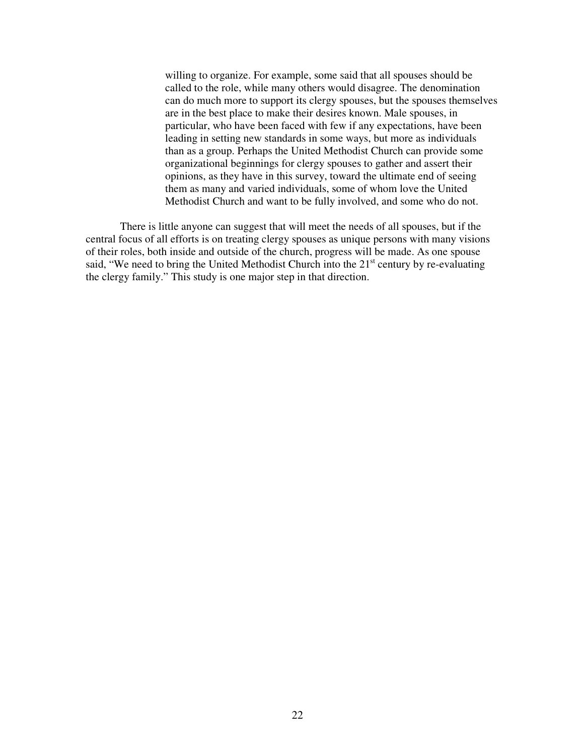> willing to organize. For example, some said that all spouses should be called to the role, while many others would disagree. The denomination can do much more to support its clergy spouses, but the spouses themselves are in the best place to make their desires known. Male spouses, in particular, who have been faced with few if any expectations, have been leading in setting new standards in some ways, but more as individuals than as a group. Perhaps the United Methodist Church can provide some organizational beginnings for clergy spouses to gather and assert their opinions, as they have in this survey, toward the ultimate end of seeing them as many and varied individuals, some of whom love the United Methodist Church and want to be fully involved, and some who do not.

There is little anyone can suggest that will meet the needs of all spouses, but if the central focus of all efforts is on treating clergy spouses as unique persons with many visions of their roles, both inside and outside of the church, progress will be made. As one spouse said, "We need to bring the United Methodist Church into the 21st century by re-evaluating the clergy family." This study is one major step in that direction.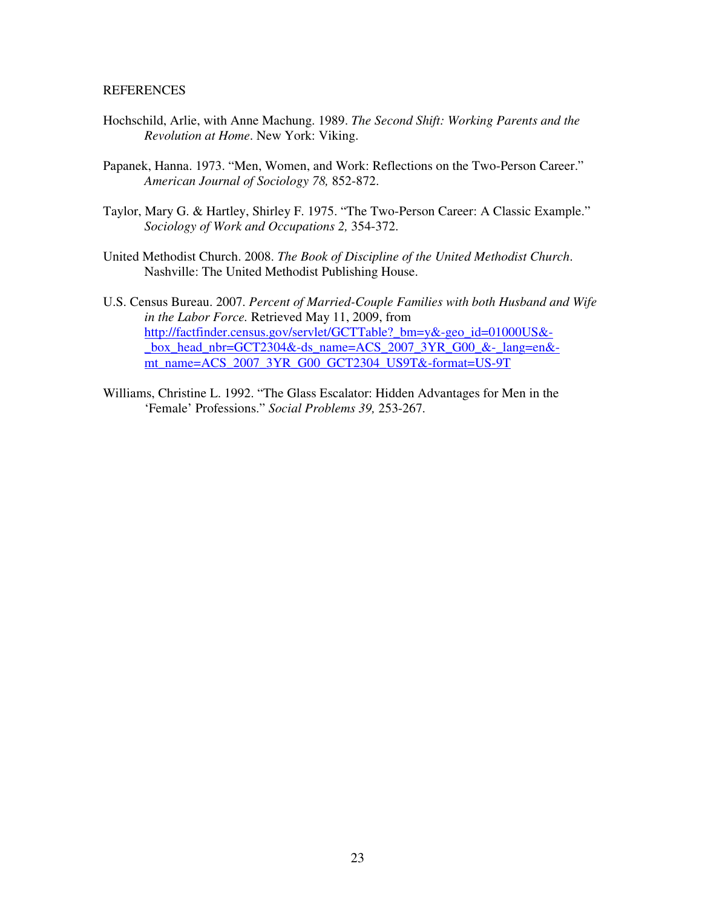REFERENCES

Hochschild, Arlie, with Anne Machung. 1989. *The Second Shift: Working Parents and the Revolution at Home*. New York: Viking.

Papanek, Hanna. 1973. "Men, Women, and Work: Reflections on the Two-Person Career." *American Journal of Sociology 78,* 852-872.

Taylor, Mary G. & Hartley, Shirley F. 1975. "The Two-Person Career: A Classic Example." *Sociology of Work and Occupations 2,* 354-372.

United Methodist Church. 2008. *The Book of Discipline of the United Methodist Church*. Nashville: The United Methodist Publishing House.

U.S. Census Bureau. 2007. *Percent of Married-Couple Families with both Husband and Wife in the Labor Force.* Retrieved May 11, 2009, from http://factfinder.census.gov/servlet/GCTTable?_bm=y&-geo_id=01000US&-_box_head_nbr=GCT2304&-ds_name=ACS_2007_3YR_G00_&-_lang=en&-mt_name=ACS_2007_3YR_G00_GCT2304_US9T&-format=US-9T

Williams, Christine L. 1992. "The Glass Escalator: Hidden Advantages for Men in the 'Female' Professions." *Social Problems 39,* 253-267.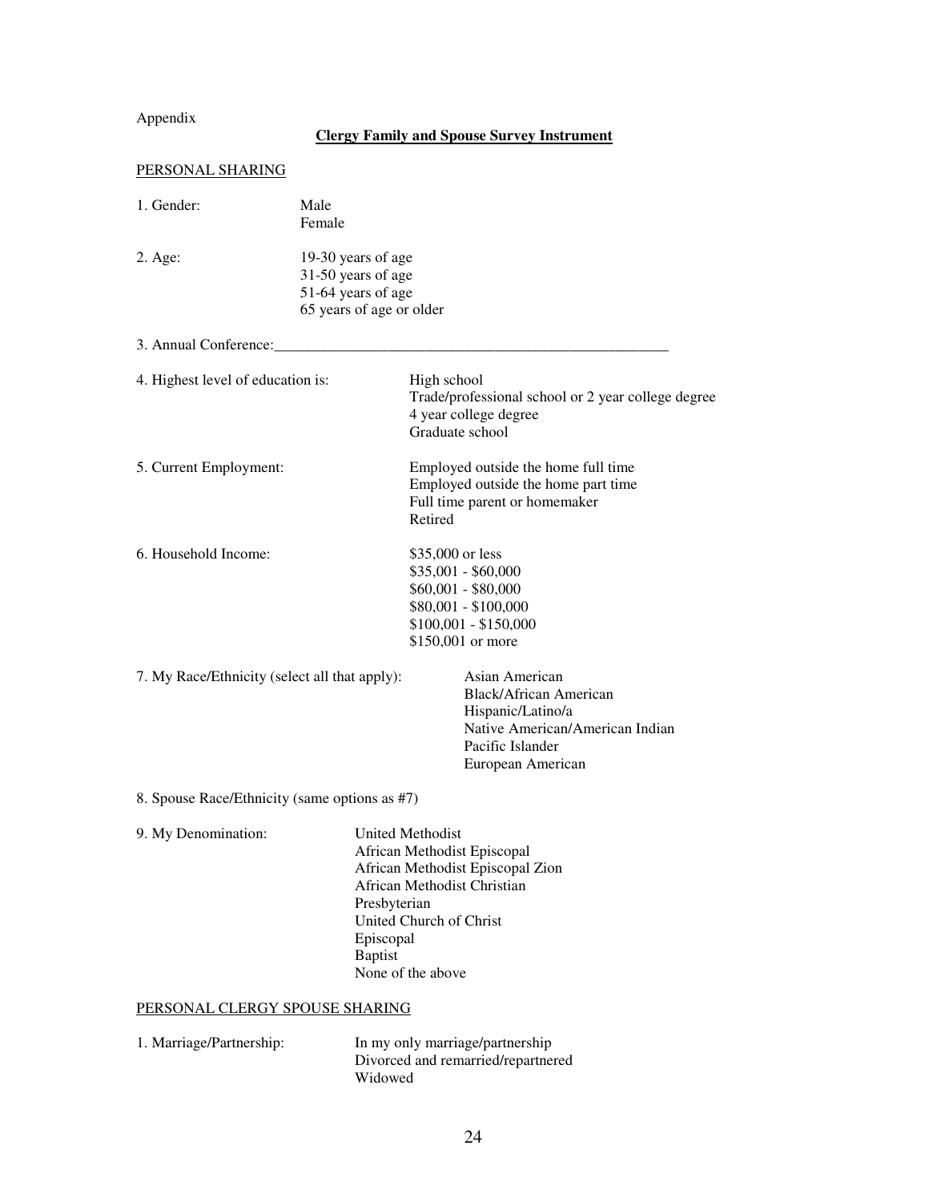Appendix

## Clergy Family and Spouse Survey Instrument

PERSONAL SHARING

1. Gender:
   - Male
   - Female

2. Age:
   - 19-30 years of age
   - 31-50 years of age
   - 51-64 years of age
   - 65 years of age or older

3. Annual Conference:______________________________________________________

4. Highest level of education is:
   - High school
   - Trade/professional school or 2 year college degree
   - 4 year college degree
   - Graduate school

5. Current Employment:
   - Employed outside the home full time
   - Employed outside the home part time
   - Full time parent or homemaker
   - Retired

6. Household Income:
   - $35,000 or less
   - $35,001 - $60,000
   - $60,001 - $80,000
   - $80,001 - $100,000
   - $100,001 - $150,000
   - $150,001 or more

7. My Race/Ethnicity (select all that apply):
   - Asian American
   - Black/African American
   - Hispanic/Latino/a
   - Native American/American Indian
   - Pacific Islander
   - European American

8. Spouse Race/Ethnicity (same options as #7)

9. My Denomination:
   - United Methodist
   - African Methodist Episcopal
   - African Methodist Episcopal Zion
   - African Methodist Christian
   - Presbyterian
   - United Church of Christ
   - Episcopal
   - Baptist
   - None of the above

PERSONAL CLERGY SPOUSE SHARING

1. Marriage/Partnership:
   - In my only marriage/partnership
   - Divorced and remarried/repartnered
   - Widowed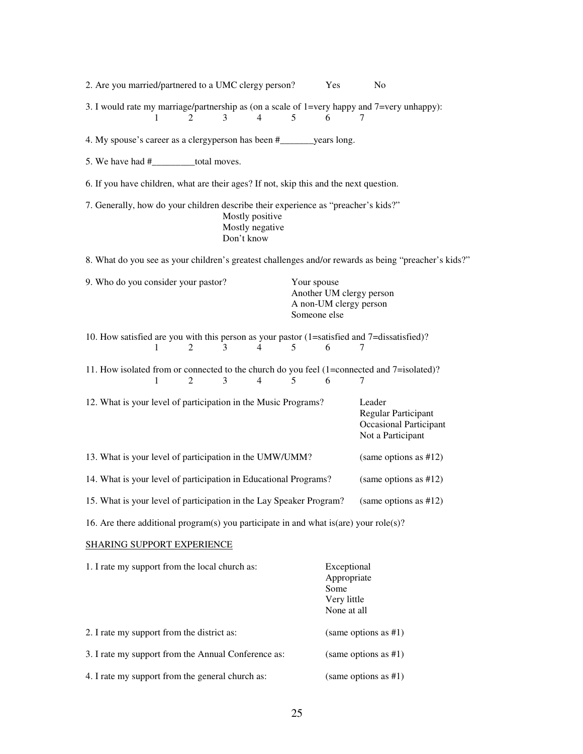2. Are you married/partnered to a UMC clergy person? Yes No

3. I would rate my marriage/partnership as (on a scale of 1=very happy and 7=very unhappy):
1 2 3 4 5 6 7

4. My spouse's career as a clergyperson has been #_______years long.

5. We have had #_________total moves.

6. If you have children, what are their ages? If not, skip this and the next question.

7. Generally, how do your children describe their experience as "preacher's kids?"
Mostly positive
Mostly negative
Don't know

8. What do you see as your children's greatest challenges and/or rewards as being "preacher's kids?"

9. Who do you consider your pastor?
Your spouse
Another UM clergy person
A non-UM clergy person
Someone else

10. How satisfied are you with this person as your pastor (1=satisfied and 7=dissatisfied)?
1 2 3 4 5 6 7

11. How isolated from or connected to the church do you feel (1=connected and 7=isolated)?
1 2 3 4 5 6 7

12. What is your level of participation in the Music Programs?
Leader
Regular Participant
Occasional Participant
Not a Participant

13. What is your level of participation in the UMW/UMM? (same options as #12)

14. What is your level of participation in Educational Programs? (same options as #12)

15. What is your level of participation in the Lay Speaker Program? (same options as #12)

16. Are there additional program(s) you participate in and what is(are) your role(s)?

SHARING SUPPORT EXPERIENCE

1. I rate my support from the local church as:
Exceptional
Appropriate
Some
Very little
None at all

2. I rate my support from the district as: (same options as #1)

3. I rate my support from the Annual Conference as: (same options as #1)

4. I rate my support from the general church as: (same options as #1)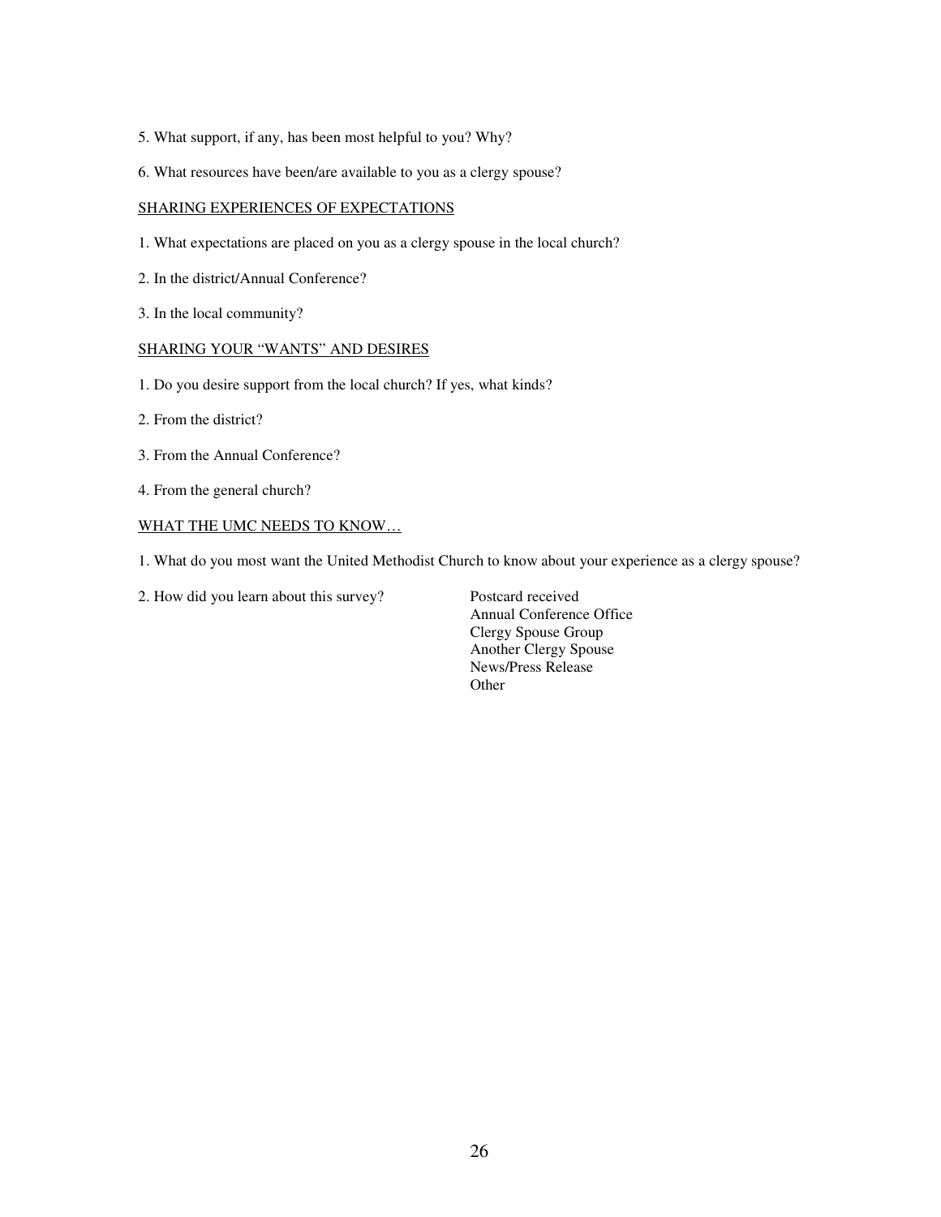5. What support, if any, has been most helpful to you? Why?

6. What resources have been/are available to you as a clergy spouse?

<u>SHARING EXPERIENCES OF EXPECTATIONS</u>

1. What expectations are placed on you as a clergy spouse in the local church?

2. In the district/Annual Conference?

3. In the local community?

<u>SHARING YOUR "WANTS" AND DESIRES</u>

1. Do you desire support from the local church? If yes, what kinds?

2. From the district?

3. From the Annual Conference?

4. From the general church?

<u>WHAT THE UMC NEEDS TO KNOW…</u>

1. What do you most want the United Methodist Church to know about your experience as a clergy spouse?

2. How did you learn about this survey?

- Postcard received
- Annual Conference Office
- Clergy Spouse Group
- Another Clergy Spouse
- News/Press Release
- Other